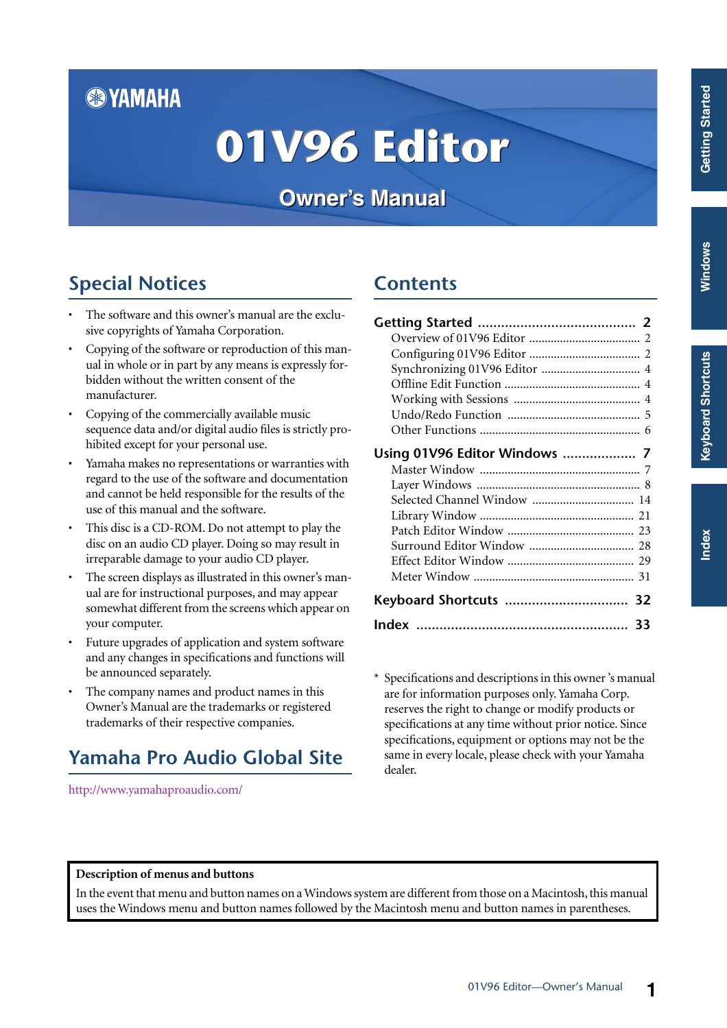YAMAHA

# 01V96 Editor

## Owner's Manual

## Special Notices

- The software and this owner's manual are the exclusive copyrights of Yamaha Corporation.
- Copying of the software or reproduction of this manual in whole or in part by any means is expressly forbidden without the written consent of the manufacturer.
- Copying of the commercially available music sequence data and/or digital audio files is strictly prohibited except for your personal use.
- Yamaha makes no representations or warranties with regard to the use of the software and documentation and cannot be held responsible for the results of the use of this manual and the software.
- This disc is a CD-ROM. Do not attempt to play the disc on an audio CD player. Doing so may result in irreparable damage to your audio CD player.
- The screen displays as illustrated in this owner's manual are for instructional purposes, and may appear somewhat different from the screens which appear on your computer.
- Future upgrades of application and system software and any changes in specifications and functions will be announced separately.
- The company names and product names in this Owner's Manual are the trademarks or registered trademarks of their respective companies.

## Yamaha Pro Audio Global Site

http://www.yamahaproaudio.com/

## Contents

**Getting Started ........................................ 2**
- Overview of 01V96 Editor ........................ 2
- Configuring 01V96 Editor ........................ 2
- Synchronizing 01V96 Editor ..................... 4
- Offline Edit Function ................................ 4
- Working with Sessions .............................. 4
- Undo/Redo Function ................................ 5
- Other Functions ......................................... 6

**Using 01V96 Editor Windows .................. 7**
- Master Window .......................................... 7
- Layer Windows .......................................... 8
- Selected Channel Window ...................... 14
- Library Window ....................................... 21
- Patch Editor Window .............................. 23
- Surround Editor Window ........................ 28
- Effect Editor Window .............................. 29
- Meter Window .......................................... 31

**Keyboard Shortcuts ................................ 32**

**Index ...................................................... 33**

\* Specifications and descriptions in this owner's manual are for information purposes only. Yamaha Corp. reserves the right to change or modify products or specifications at any time without prior notice. Since specifications, equipment or options may not be the same in every locale, please check with your Yamaha dealer.

**Description of menus and buttons**

In the event that menu and button names on a Windows system are different from those on a Macintosh, this manual uses the Windows menu and button names followed by the Macintosh menu and button names in parentheses.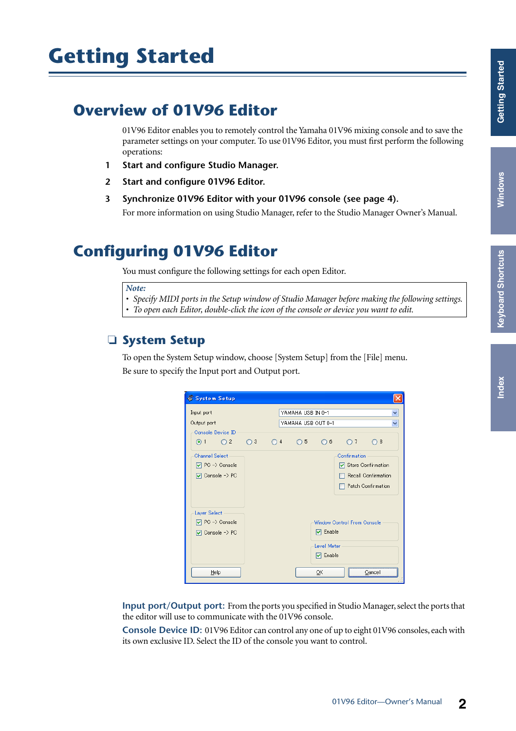// Getting Started

## Overview of 01V96 Editor

01V96 Editor enables you to remotely control the Yamaha 01V96 mixing console and to save the parameter settings on your computer. To use 01V96 Editor, you must first perform the following operations:

1. **Start and configure Studio Manager.**
2. **Start and configure 01V96 Editor.**
3. **Synchronize 01V96 Editor with your 01V96 console (see page 4).**

For more information on using Studio Manager, refer to the Studio Manager Owner's Manual.

## Configuring 01V96 Editor

You must configure the following settings for each open Editor.

> *Note:*
> - *Specify MIDI ports in the Setup window of Studio Manager before making the following settings.*
> - *To open each Editor, double-click the icon of the console or device you want to edit.*

### ❑ System Setup

To open the System Setup window, choose [System Setup] from the [File] menu.

Be sure to specify the Input port and Output port.

**Input port/Output port:** From the ports you specified in Studio Manager, select the ports that the editor will use to communicate with the 01V96 console.

**Console Device ID:** 01V96 Editor can control any one of up to eight 01V96 consoles, each with its own exclusive ID. Select the ID of the console you want to control.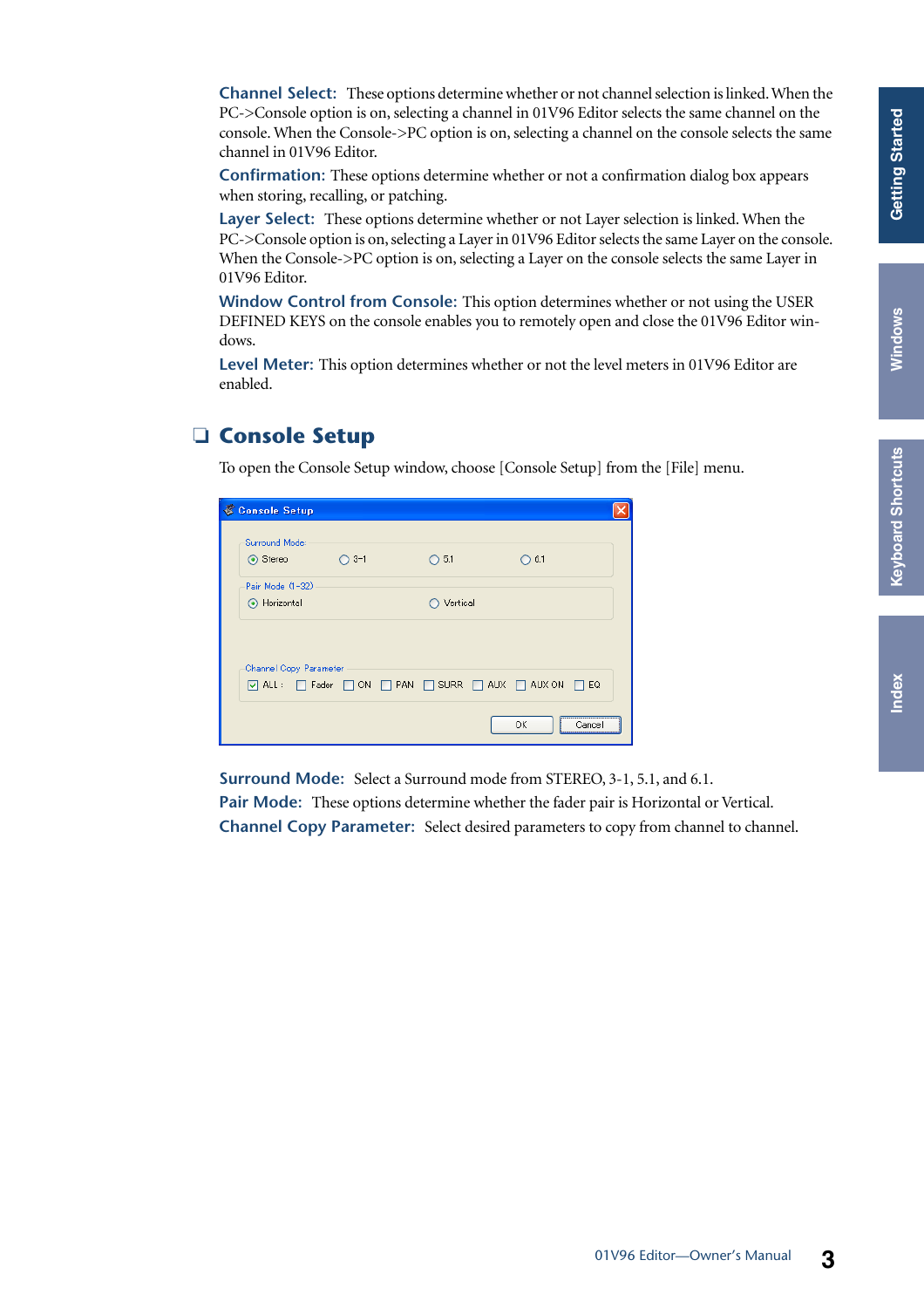**Channel Select:** These options determine whether or not channel selection is linked. When the PC->Console option is on, selecting a channel in 01V96 Editor selects the same channel on the console. When the Console->PC option is on, selecting a channel on the console selects the same channel in 01V96 Editor.

**Confirmation:** These options determine whether or not a confirmation dialog box appears when storing, recalling, or patching.

**Layer Select:** These options determine whether or not Layer selection is linked. When the PC->Console option is on, selecting a Layer in 01V96 Editor selects the same Layer on the console. When the Console->PC option is on, selecting a Layer on the console selects the same Layer in 01V96 Editor.

**Window Control from Console:** This option determines whether or not using the USER DEFINED KEYS on the console enables you to remotely open and close the 01V96 Editor windows.

**Level Meter:** This option determines whether or not the level meters in 01V96 Editor are enabled.

## ❑ Console Setup

To open the Console Setup window, choose [Console Setup] from the [File] menu.

**Surround Mode:** Select a Surround mode from STEREO, 3-1, 5.1, and 6.1.

**Pair Mode:** These options determine whether the fader pair is Horizontal or Vertical.

**Channel Copy Parameter:** Select desired parameters to copy from channel to channel.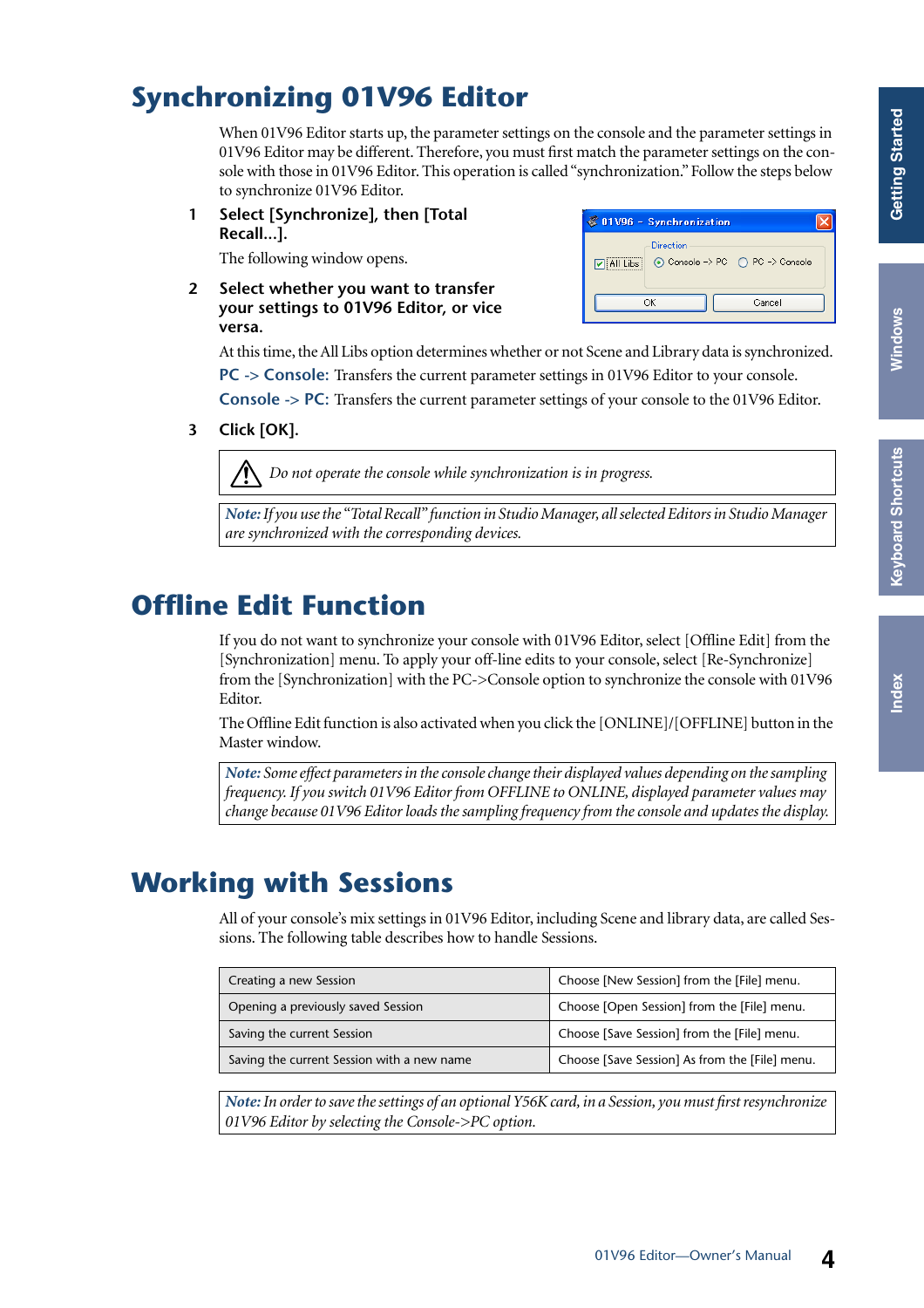# Synchronizing 01V96 Editor

When 01V96 Editor starts up, the parameter settings on the console and the parameter settings in 01V96 Editor may be different. Therefore, you must first match the parameter settings on the console with those in 01V96 Editor. This operation is called "synchronization." Follow the steps below to synchronize 01V96 Editor.

1. **Select [Synchronize], then [Total Recall...].**

   The following window opens.

2. **Select whether you want to transfer your settings to 01V96 Editor, or vice versa.**

   At this time, the All Libs option determines whether or not Scene and Library data is synchronized.

   **PC -> Console:** Transfers the current parameter settings in 01V96 Editor to your console.

   **Console -> PC:** Transfers the current parameter settings of your console to the 01V96 Editor.

3. **Click [OK].**

> *Do not operate the console while synchronization is in progress.*

> ***Note:** If you use the "Total Recall" function in Studio Manager, all selected Editors in Studio Manager are synchronized with the corresponding devices.*

# Offline Edit Function

If you do not want to synchronize your console with 01V96 Editor, select [Offline Edit] from the [Synchronization] menu. To apply your off-line edits to your console, select [Re-Synchronize] from the [Synchronization] with the PC->Console option to synchronize the console with 01V96 Editor.

The Offline Edit function is also activated when you click the [ONLINE]/[OFFLINE] button in the Master window.

> ***Note:** Some effect parameters in the console change their displayed values depending on the sampling frequency. If you switch 01V96 Editor from OFFLINE to ONLINE, displayed parameter values may change because 01V96 Editor loads the sampling frequency from the console and updates the display.*

# Working with Sessions

All of your console's mix settings in 01V96 Editor, including Scene and library data, are called Sessions. The following table describes how to handle Sessions.

| | |
|---|---|
| Creating a new Session | Choose [New Session] from the [File] menu. |
| Opening a previously saved Session | Choose [Open Session] from the [File] menu. |
| Saving the current Session | Choose [Save Session] from the [File] menu. |
| Saving the current Session with a new name | Choose [Save Session] As from the [File] menu. |

> ***Note:** In order to save the settings of an optional Y56K card, in a Session, you must first resynchronize 01V96 Editor by selecting the Console->PC option.*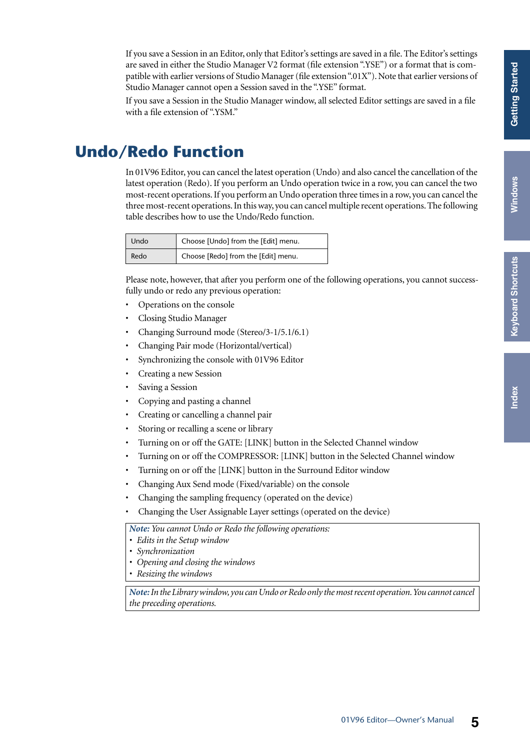If you save a Session in an Editor, only that Editor's settings are saved in a file. The Editor's settings are saved in either the Studio Manager V2 format (file extension ".YSE") or a format that is compatible with earlier versions of Studio Manager (file extension ".01X"). Note that earlier versions of Studio Manager cannot open a Session saved in the ".YSE" format.

If you save a Session in the Studio Manager window, all selected Editor settings are saved in a file with a file extension of ".YSM."

# Undo/Redo Function

In 01V96 Editor, you can cancel the latest operation (Undo) and also cancel the cancellation of the latest operation (Redo). If you perform an Undo operation twice in a row, you can cancel the two most-recent operations. If you perform an Undo operation three times in a row, you can cancel the three most-recent operations. In this way, you can cancel multiple recent operations. The following table describes how to use the Undo/Redo function.

| Undo | Choose [Undo] from the [Edit] menu. |
|---|---|
| Redo | Choose [Redo] from the [Edit] menu. |

Please note, however, that after you perform one of the following operations, you cannot successfully undo or redo any previous operation:

- Operations on the console
- Closing Studio Manager
- Changing Surround mode (Stereo/3-1/5.1/6.1)
- Changing Pair mode (Horizontal/vertical)
- Synchronizing the console with 01V96 Editor
- Creating a new Session
- Saving a Session
- Copying and pasting a channel
- Creating or cancelling a channel pair
- Storing or recalling a scene or library
- Turning on or off the GATE: [LINK] button in the Selected Channel window
- Turning on or off the COMPRESSOR: [LINK] button in the Selected Channel window
- Turning on or off the [LINK] button in the Surround Editor window
- Changing Aux Send mode (Fixed/variable) on the console
- Changing the sampling frequency (operated on the device)
- Changing the User Assignable Layer settings (operated on the device)

> ***Note:*** *You cannot Undo or Redo the following operations:*
> - *Edits in the Setup window*
> - *Synchronization*
> - *Opening and closing the windows*
> - *Resizing the windows*

> ***Note:*** *In the Library window, you can Undo or Redo only the most recent operation. You cannot cancel the preceding operations.*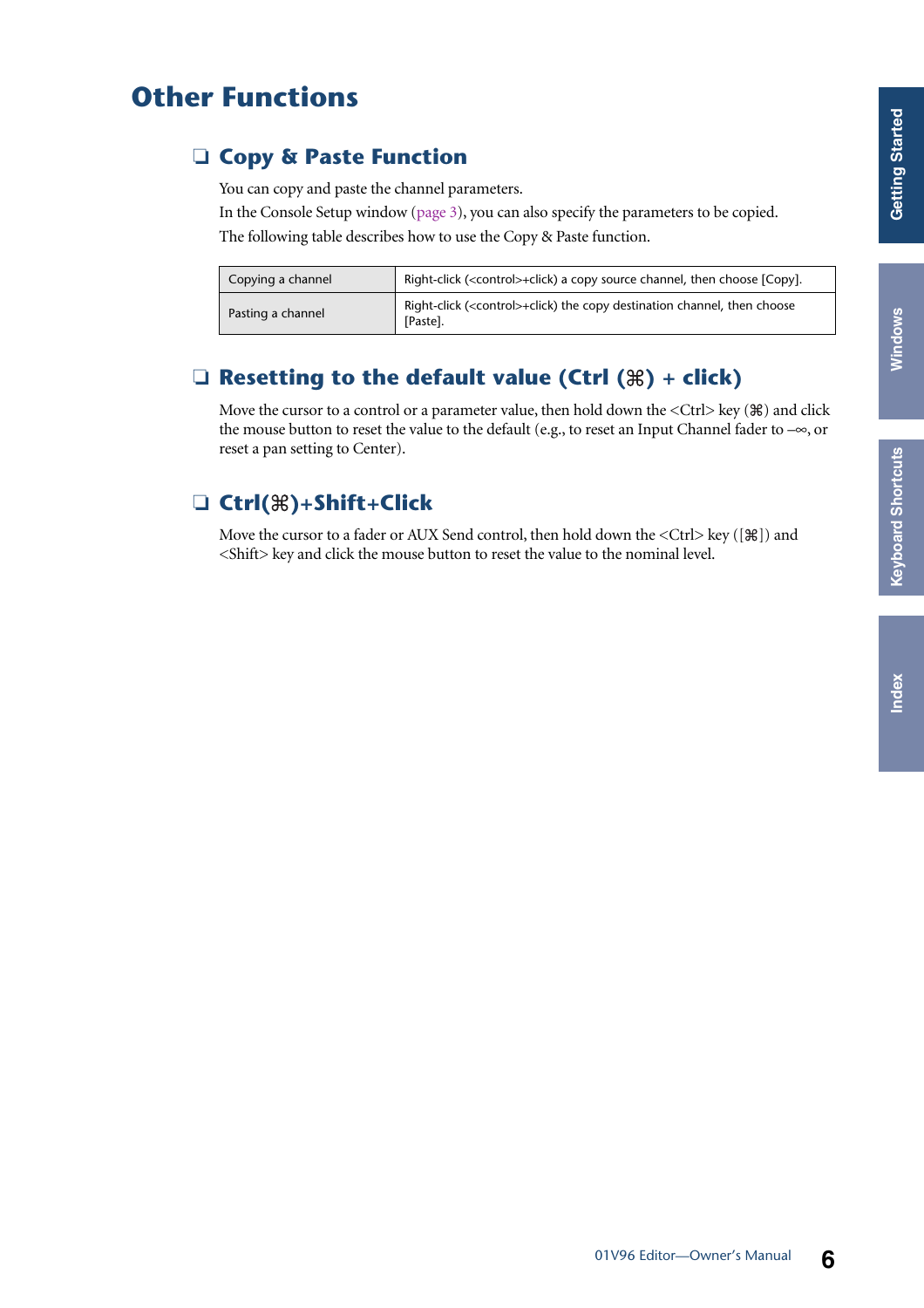# Other Functions

## ❏ Copy & Paste Function

You can copy and paste the channel parameters.
In the Console Setup window (page 3), you can also specify the parameters to be copied.
The following table describes how to use the Copy & Paste function.

| | |
|---|---|
| Copying a channel | Right-click (<control>+click) a copy source channel, then choose [Copy]. |
| Pasting a channel | Right-click (<control>+click) the copy destination channel, then choose [Paste]. |

## ❏ Resetting to the default value (Ctrl (⌘) + click)

Move the cursor to a control or a parameter value, then hold down the <Ctrl> key (⌘) and click the mouse button to reset the value to the default (e.g., to reset an Input Channel fader to –∞, or reset a pan setting to Center).

## ❏ Ctrl(⌘)+Shift+Click

Move the cursor to a fader or AUX Send control, then hold down the <Ctrl> key ([⌘]) and <Shift> key and click the mouse button to reset the value to the nominal level.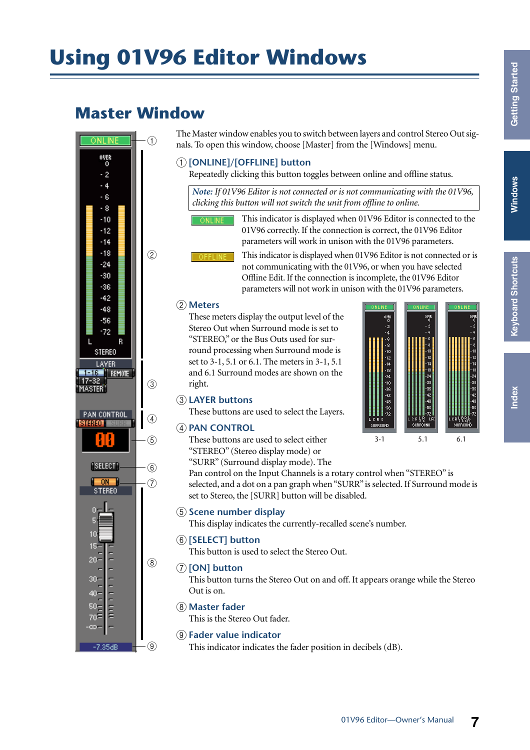# Using 01V96 Editor Windows

## Master Window

The Master window enables you to switch between layers and control Stereo Out signals. To open this window, choose [Master] from the [Windows] menu.

### ① [ONLINE]/[OFFLINE] button

Repeatedly clicking this button toggles between online and offline status.

> *Note: If 01V96 Editor is not connected or is not communicating with the 01V96, clicking this button will not switch the unit from offline to online.*

ONLINE — This indicator is displayed when 01V96 Editor is connected to the 01V96 correctly. If the connection is correct, the 01V96 Editor parameters will work in unison with the 01V96 parameters.

OFFLINE — This indicator is displayed when 01V96 Editor is not connected or is not communicating with the 01V96, or when you have selected Offline Edit. If the connection is incomplete, the 01V96 Editor parameters will not work in unison with the 01V96 parameters.

### ② Meters

These meters display the output level of the Stereo Out when Surround mode is set to "STEREO," or the Bus Outs used for surround processing when Surround mode is set to 3-1, 5.1 or 6.1. The meters in 3-1, 5.1 and 6.1 Surround modes are shown on the right.

3-1 5.1 6.1

### ③ LAYER buttons

These buttons are used to select the Layers.

### ④ PAN CONTROL

These buttons are used to select either "STEREO" (Stereo display mode) or "SURR" (Surround display mode). The Pan control on the Input Channels is a rotary control when "STEREO" is selected, and a dot on a pan graph when "SURR" is selected. If Surround mode is set to Stereo, the [SURR] button will be disabled.

### ⑤ Scene number display

This display indicates the currently-recalled scene's number.

### ⑥ [SELECT] button

This button is used to select the Stereo Out.

### ⑦ [ON] button

This button turns the Stereo Out on and off. It appears orange while the Stereo Out is on.

### ⑧ Master fader

This is the Stereo Out fader.

### ⑨ Fader value indicator

This indicator indicates the fader position in decibels (dB).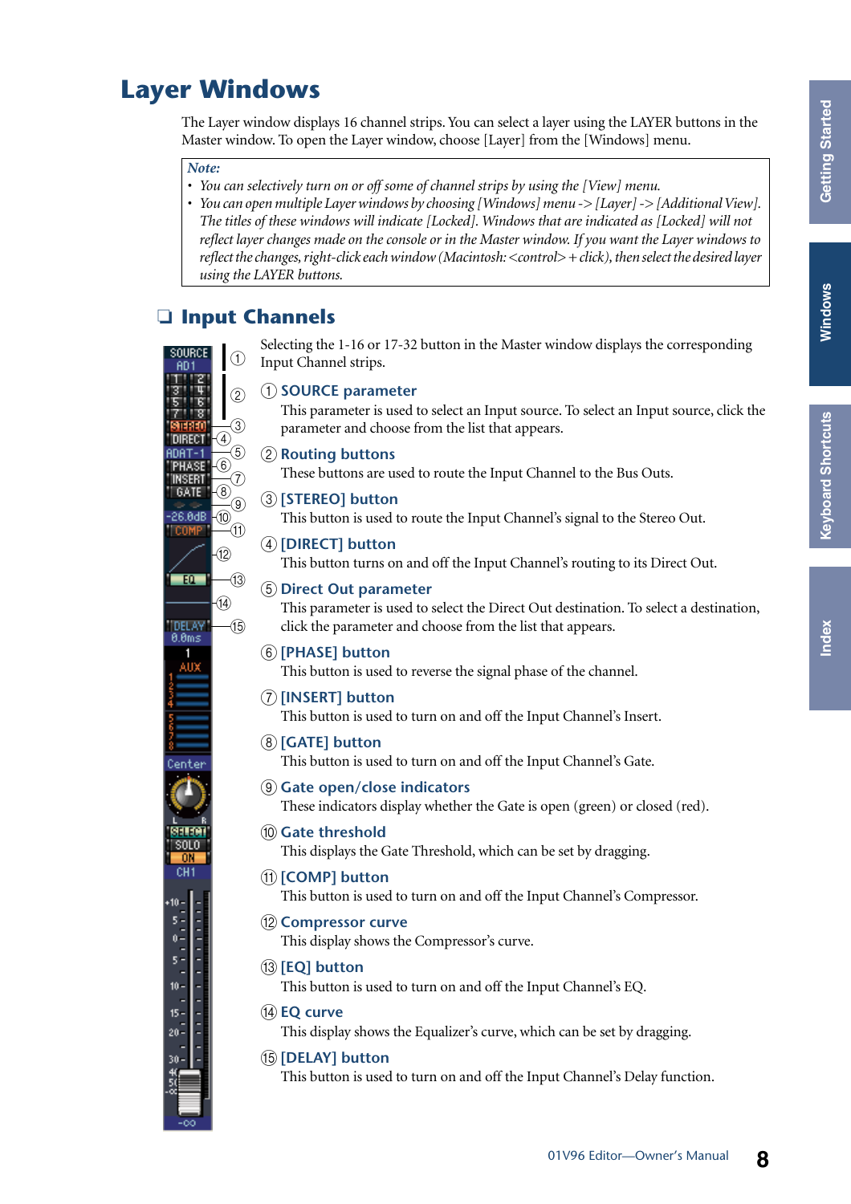## Layer Windows

The Layer window displays 16 channel strips. You can select a layer using the LAYER buttons in the Master window. To open the Layer window, choose [Layer] from the [Windows] menu.

> *Note:*
> - *You can selectively turn on or off some of channel strips by using the [View] menu.*
> - *You can open multiple Layer windows by choosing [Windows] menu -> [Layer] -> [Additional View]. The titles of these windows will indicate [Locked]. Windows that are indicated as [Locked] will not reflect layer changes made on the console or in the Master window. If you want the Layer windows to reflect the changes, right-click each window (Macintosh: <control> + click), then select the desired layer using the LAYER buttons.*

### ❑ Input Channels

Selecting the 1-16 or 17-32 button in the Master window displays the corresponding Input Channel strips.

**① SOURCE parameter**
This parameter is used to select an Input source. To select an Input source, click the parameter and choose from the list that appears.

**② Routing buttons**
These buttons are used to route the Input Channel to the Bus Outs.

**③ [STEREO] button**
This button is used to route the Input Channel's signal to the Stereo Out.

**④ [DIRECT] button**
This button turns on and off the Input Channel's routing to its Direct Out.

**⑤ Direct Out parameter**
This parameter is used to select the Direct Out destination. To select a destination, click the parameter and choose from the list that appears.

**⑥ [PHASE] button**
This button is used to reverse the signal phase of the channel.

**⑦ [INSERT] button**
This button is used to turn on and off the Input Channel's Insert.

**⑧ [GATE] button**
This button is used to turn on and off the Input Channel's Gate.

**⑨ Gate open/close indicators**
These indicators display whether the Gate is open (green) or closed (red).

**⑩ Gate threshold**
This displays the Gate Threshold, which can be set by dragging.

**⑪ [COMP] button**
This button is used to turn on and off the Input Channel's Compressor.

**⑫ Compressor curve**
This display shows the Compressor's curve.

**⑬ [EQ] button**
This button is used to turn on and off the Input Channel's EQ.

**⑭ EQ curve**
This display shows the Equalizer's curve, which can be set by dragging.

**⑮ [DELAY] button**
This button is used to turn on and off the Input Channel's Delay function.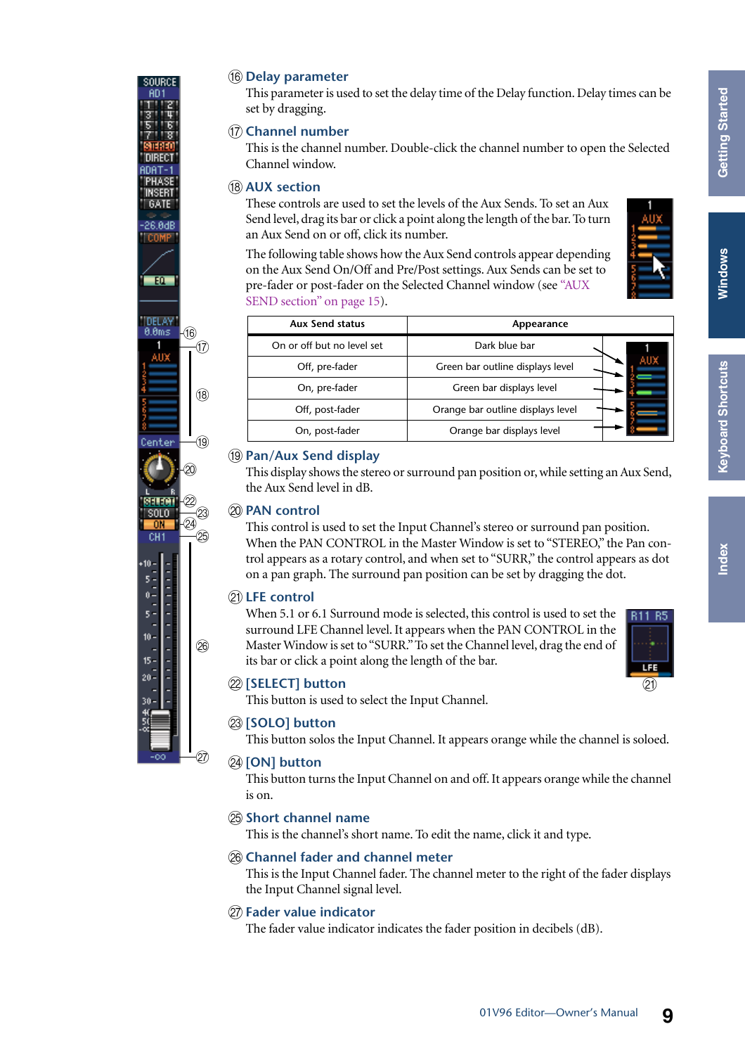### ⑯ Delay parameter

This parameter is used to set the delay time of the Delay function. Delay times can be set by dragging.

### ⑰ Channel number

This is the channel number. Double-click the channel number to open the Selected Channel window.

### ⑱ AUX section

These controls are used to set the levels of the Aux Sends. To set an Aux Send level, drag its bar or click a point along the length of the bar. To turn an Aux Send on or off, click its number.

The following table shows how the Aux Send controls appear depending on the Aux Send On/Off and Pre/Post settings. Aux Sends can be set to pre-fader or post-fader on the Selected Channel window (see "AUX SEND section" on page 15).

| Aux Send status | Appearance |
|---|---|
| On or off but no level set | Dark blue bar |
| Off, pre-fader | Green bar outline displays level |
| On, pre-fader | Green bar displays level |
| Off, post-fader | Orange bar outline displays level |
| On, post-fader | Orange bar displays level |

### ⑲ Pan/Aux Send display

This display shows the stereo or surround pan position or, while setting an Aux Send, the Aux Send level in dB.

### ⑳ PAN control

This control is used to set the Input Channel's stereo or surround pan position. When the PAN CONTROL in the Master Window is set to "STEREO," the Pan control appears as a rotary control, and when set to "SURR," the control appears as dot on a pan graph. The surround pan position can be set by dragging the dot.

### ㉑ LFE control

When 5.1 or 6.1 Surround mode is selected, this control is used to set the surround LFE Channel level. It appears when the PAN CONTROL in the Master Window is set to "SURR." To set the Channel level, drag the end of its bar or click a point along the length of the bar.

### ㉒ [SELECT] button

This button is used to select the Input Channel.

### ㉓ [SOLO] button

This button solos the Input Channel. It appears orange while the channel is soloed.

### ㉔ [ON] button

This button turns the Input Channel on and off. It appears orange while the channel is on.

### ㉕ Short channel name

This is the channel's short name. To edit the name, click it and type.

### ㉖ Channel fader and channel meter

This is the Input Channel fader. The channel meter to the right of the fader displays the Input Channel signal level.

### ㉗ Fader value indicator

The fader value indicator indicates the fader position in decibels (dB).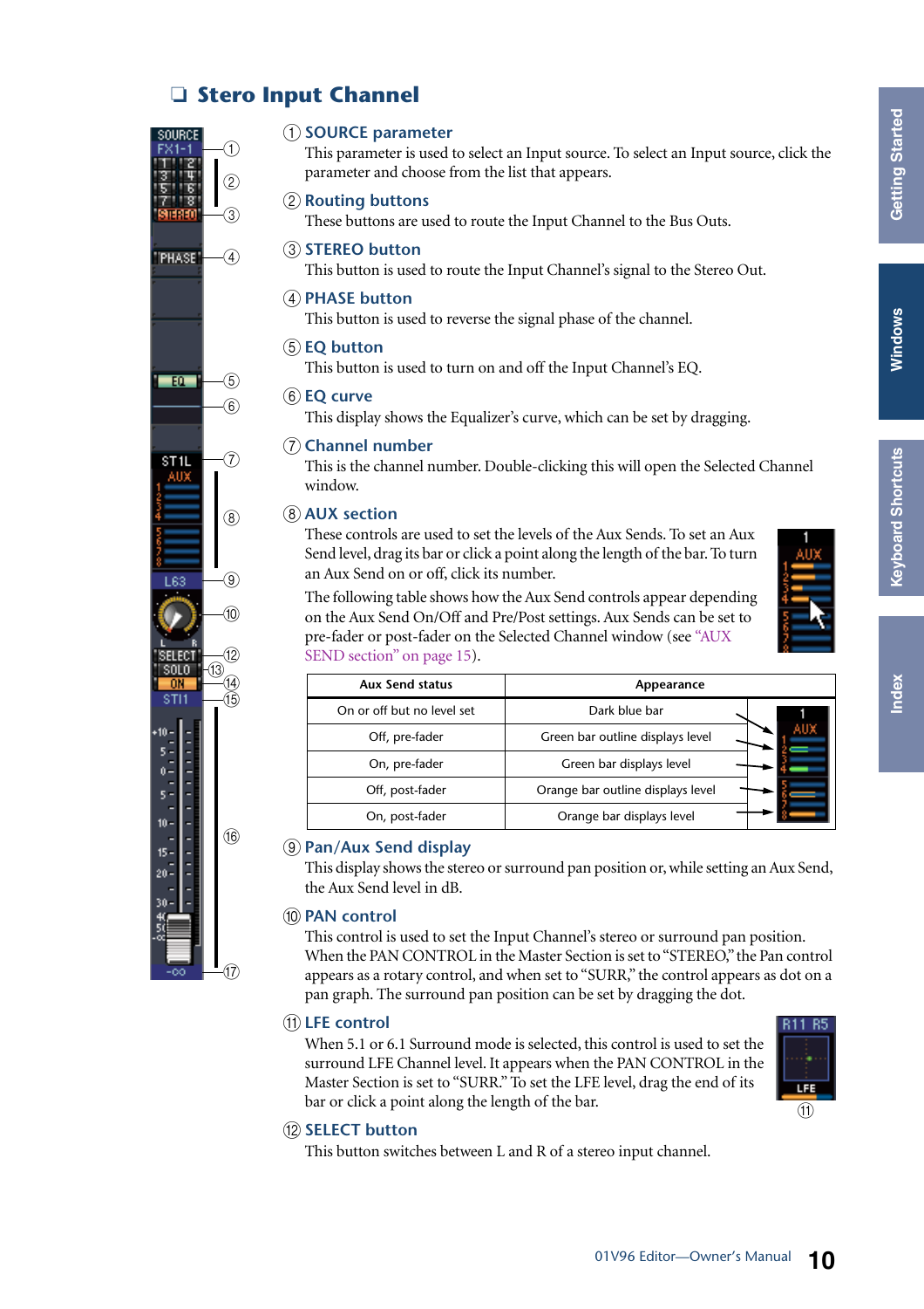## ❑ Stero Input Channel

### ① SOURCE parameter

This parameter is used to select an Input source. To select an Input source, click the parameter and choose from the list that appears.

### ② Routing buttons

These buttons are used to route the Input Channel to the Bus Outs.

### ③ STEREO button

This button is used to route the Input Channel's signal to the Stereo Out.

### ④ PHASE button

This button is used to reverse the signal phase of the channel.

### ⑤ EQ button

This button is used to turn on and off the Input Channel's EQ.

### ⑥ EQ curve

This display shows the Equalizer's curve, which can be set by dragging.

### ⑦ Channel number

This is the channel number. Double-clicking this will open the Selected Channel window.

### ⑧ AUX section

These controls are used to set the levels of the Aux Sends. To set an Aux Send level, drag its bar or click a point along the length of the bar. To turn an Aux Send on or off, click its number.

The following table shows how the Aux Send controls appear depending on the Aux Send On/Off and Pre/Post settings. Aux Sends can be set to pre-fader or post-fader on the Selected Channel window (see "AUX SEND section" on page 15).

| Aux Send status | Appearance |
|---|---|
| On or off but no level set | Dark blue bar |
| Off, pre-fader | Green bar outline displays level |
| On, pre-fader | Green bar displays level |
| Off, post-fader | Orange bar outline displays level |
| On, post-fader | Orange bar displays level |

### ⑨ Pan/Aux Send display

This display shows the stereo or surround pan position or, while setting an Aux Send, the Aux Send level in dB.

### ⑩ PAN control

This control is used to set the Input Channel's stereo or surround pan position. When the PAN CONTROL in the Master Section is set to "STEREO," the Pan control appears as a rotary control, and when set to "SURR," the control appears as dot on a pan graph. The surround pan position can be set by dragging the dot.

### ⑪ LFE control

When 5.1 or 6.1 Surround mode is selected, this control is used to set the surround LFE Channel level. It appears when the PAN CONTROL in the Master Section is set to "SURR." To set the LFE level, drag the end of its bar or click a point along the length of the bar.

### ⑫ SELECT button

This button switches between L and R of a stereo input channel.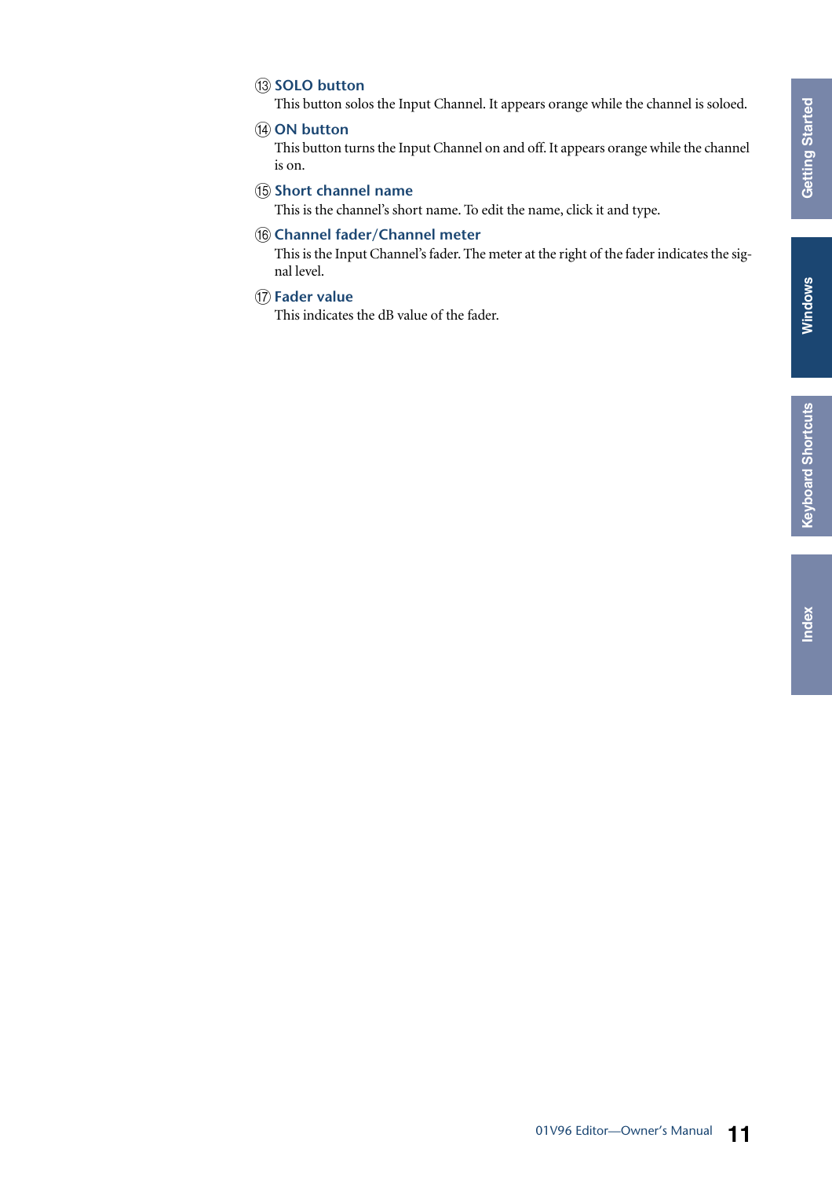### ⑬ SOLO button

This button solos the Input Channel. It appears orange while the channel is soloed.

### ⑭ ON button

This button turns the Input Channel on and off. It appears orange while the channel is on.

### ⑮ Short channel name

This is the channel's short name. To edit the name, click it and type.

### ⑯ Channel fader/Channel meter

This is the Input Channel's fader. The meter at the right of the fader indicates the signal level.

### ⑰ Fader value

This indicates the dB value of the fader.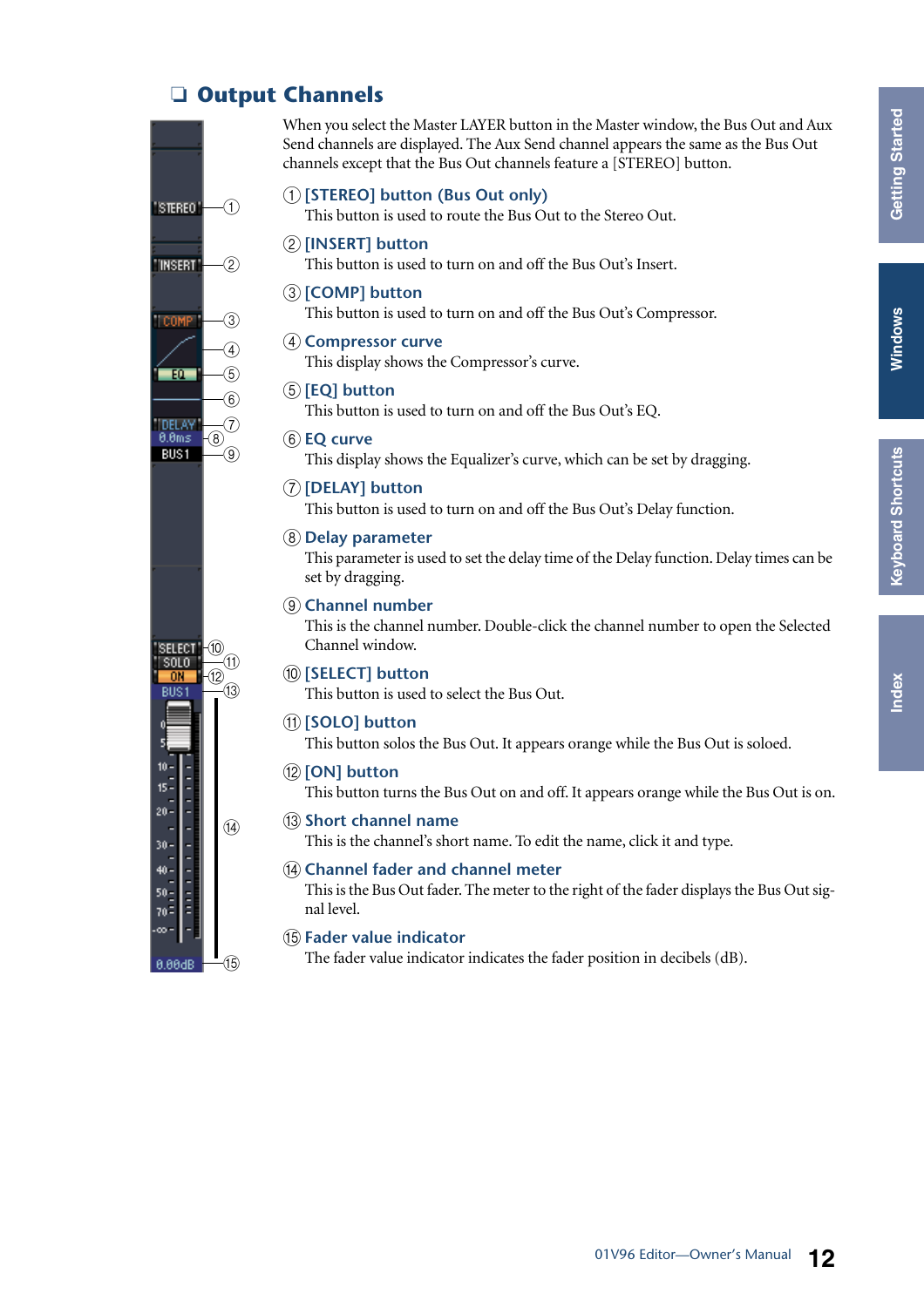## ❏ Output Channels

When you select the Master LAYER button in the Master window, the Bus Out and Aux Send channels are displayed. The Aux Send channel appears the same as the Bus Out channels except that the Bus Out channels feature a [STEREO] button.

### ① [STEREO] button (Bus Out only)

This button is used to route the Bus Out to the Stereo Out.

### ② [INSERT] button

This button is used to turn on and off the Bus Out's Insert.

### ③ [COMP] button

This button is used to turn on and off the Bus Out's Compressor.

### ④ Compressor curve

This display shows the Compressor's curve.

### ⑤ [EQ] button

This button is used to turn on and off the Bus Out's EQ.

### ⑥ EQ curve

This display shows the Equalizer's curve, which can be set by dragging.

### ⑦ [DELAY] button

This button is used to turn on and off the Bus Out's Delay function.

### ⑧ Delay parameter

This parameter is used to set the delay time of the Delay function. Delay times can be set by dragging.

### ⑨ Channel number

This is the channel number. Double-click the channel number to open the Selected Channel window.

### ⑩ [SELECT] button

This button is used to select the Bus Out.

### ⑪ [SOLO] button

This button solos the Bus Out. It appears orange while the Bus Out is soloed.

### ⑫ [ON] button

This button turns the Bus Out on and off. It appears orange while the Bus Out is on.

### ⑬ Short channel name

This is the channel's short name. To edit the name, click it and type.

### ⑭ Channel fader and channel meter

This is the Bus Out fader. The meter to the right of the fader displays the Bus Out signal level.

### ⑮ Fader value indicator

The fader value indicator indicates the fader position in decibels (dB).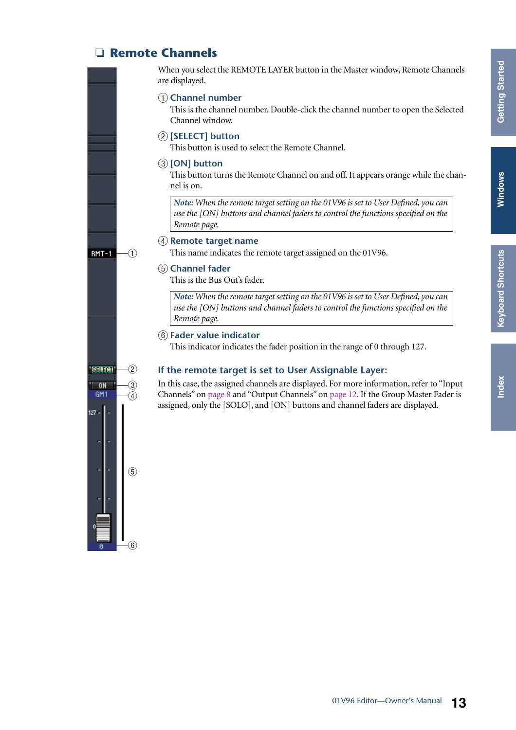## ❑ Remote Channels

When you select the REMOTE LAYER button in the Master window, Remote Channels are displayed.

### ① Channel number

This is the channel number. Double-click the channel number to open the Selected Channel window.

### ② [SELECT] button

This button is used to select the Remote Channel.

### ③ [ON] button

This button turns the Remote Channel on and off. It appears orange while the channel is on.

> ***Note:*** *When the remote target setting on the 01V96 is set to User Defined, you can use the [ON] buttons and channel faders to control the functions specified on the Remote page.*

### ④ Remote target name

This name indicates the remote target assigned on the 01V96.

### ⑤ Channel fader

This is the Bus Out's fader.

> ***Note:*** *When the remote target setting on the 01V96 is set to User Defined, you can use the [ON] buttons and channel faders to control the functions specified on the Remote page.*

### ⑥ Fader value indicator

This indicator indicates the fader position in the range of 0 through 127.

### If the remote target is set to User Assignable Layer:

In this case, the assigned channels are displayed. For more information, refer to "Input Channels" on page 8 and "Output Channels" on page 12. If the Group Master Fader is assigned, only the [SOLO], and [ON] buttons and channel faders are displayed.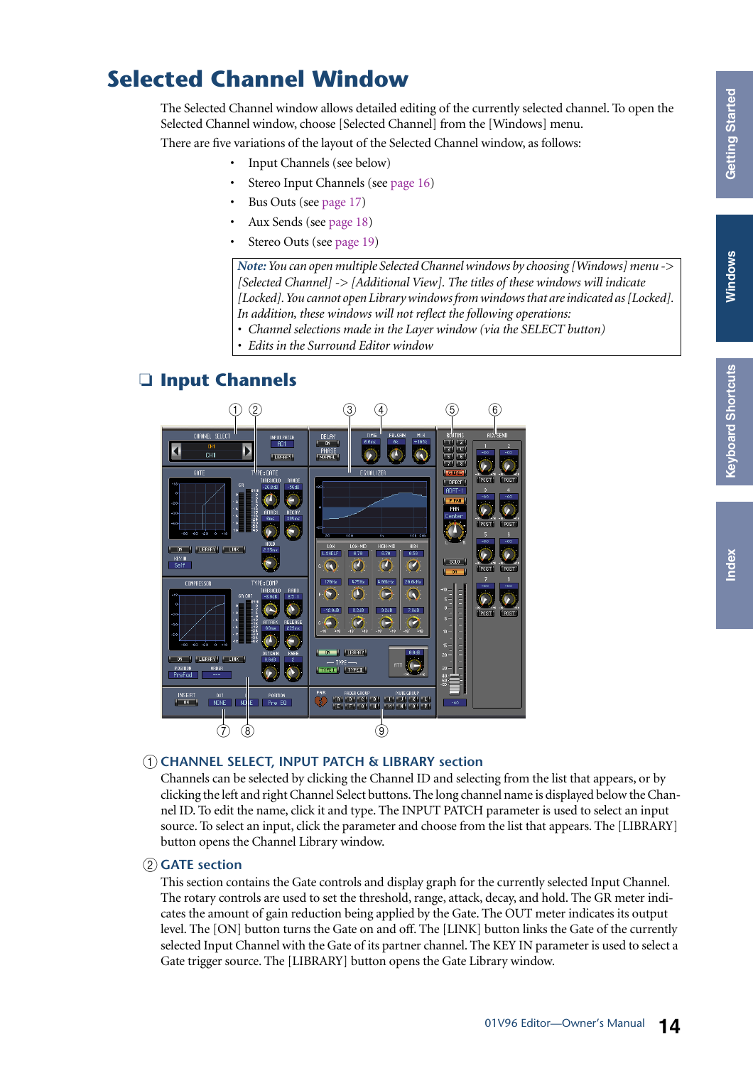# Selected Channel Window

The Selected Channel window allows detailed editing of the currently selected channel. To open the Selected Channel window, choose [Selected Channel] from the [Windows] menu.

There are five variations of the layout of the Selected Channel window, as follows:

- Input Channels (see below)
- Stereo Input Channels (see page 16)
- Bus Outs (see page 17)
- Aux Sends (see page 18)
- Stereo Outs (see page 19)

> *Note: You can open multiple Selected Channel windows by choosing [Windows] menu -> [Selected Channel] -> [Additional View]. The titles of these windows will indicate [Locked]. You cannot open Library windows from windows that are indicated as [Locked]. In addition, these windows will not reflect the following operations:*
> - *Channel selections made in the Layer window (via the SELECT button)*
> - *Edits in the Surround Editor window*

## ❑ Input Channels

### ① CHANNEL SELECT, INPUT PATCH & LIBRARY section

Channels can be selected by clicking the Channel ID and selecting from the list that appears, or by clicking the left and right Channel Select buttons. The long channel name is displayed below the Channel ID. To edit the name, click it and type. The INPUT PATCH parameter is used to select an input source. To select an input, click the parameter and choose from the list that appears. The [LIBRARY] button opens the Channel Library window.

### ② GATE section

This section contains the Gate controls and display graph for the currently selected Input Channel. The rotary controls are used to set the threshold, range, attack, decay, and hold. The GR meter indicates the amount of gain reduction being applied by the Gate. The OUT meter indicates its output level. The [ON] button turns the Gate on and off. The [LINK] button links the Gate of the currently selected Input Channel with the Gate of its partner channel. The KEY IN parameter is used to select a Gate trigger source. The [LIBRARY] button opens the Gate Library window.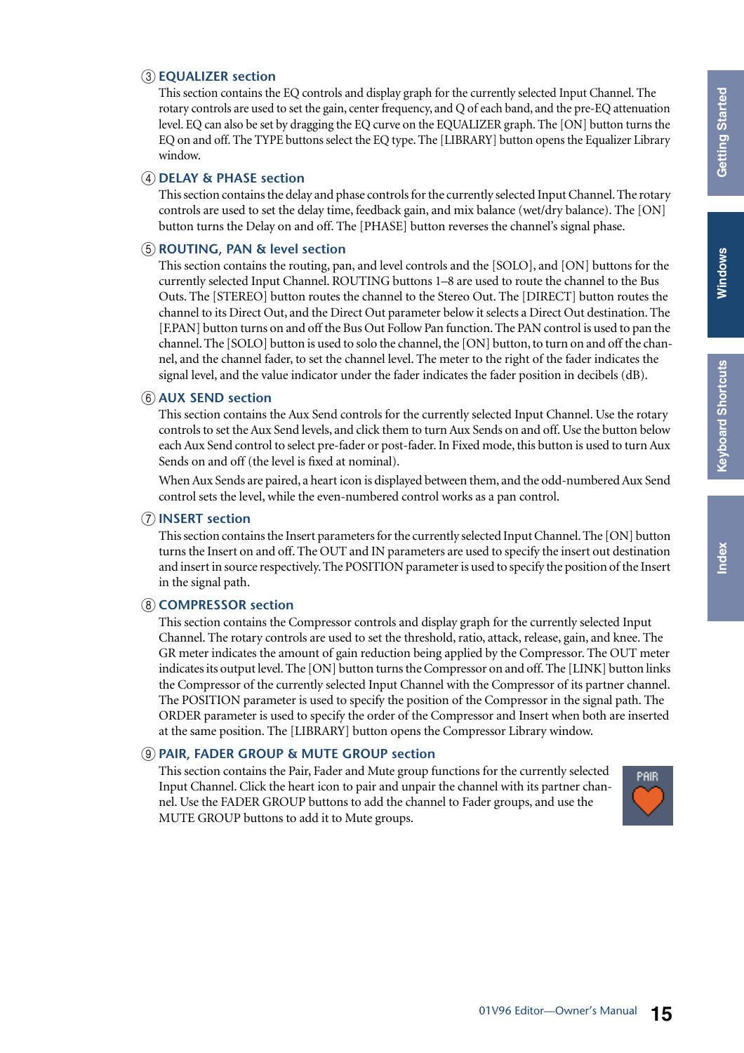### ③ EQUALIZER section

This section contains the EQ controls and display graph for the currently selected Input Channel. The rotary controls are used to set the gain, center frequency, and Q of each band, and the pre-EQ attenuation level. EQ can also be set by dragging the EQ curve on the EQUALIZER graph. The [ON] button turns the EQ on and off. The TYPE buttons select the EQ type. The [LIBRARY] button opens the Equalizer Library window.

### ④ DELAY & PHASE section

This section contains the delay and phase controls for the currently selected Input Channel. The rotary controls are used to set the delay time, feedback gain, and mix balance (wet/dry balance). The [ON] button turns the Delay on and off. The [PHASE] button reverses the channel's signal phase.

### ⑤ ROUTING, PAN & level section

This section contains the routing, pan, and level controls and the [SOLO], and [ON] buttons for the currently selected Input Channel. ROUTING buttons 1–8 are used to route the channel to the Bus Outs. The [STEREO] button routes the channel to the Stereo Out. The [DIRECT] button routes the channel to its Direct Out, and the Direct Out parameter below it selects a Direct Out destination. The [F.PAN] button turns on and off the Bus Out Follow Pan function. The PAN control is used to pan the channel. The [SOLO] button is used to solo the channel, the [ON] button, to turn on and off the channel, and the channel fader, to set the channel level. The meter to the right of the fader indicates the signal level, and the value indicator under the fader indicates the fader position in decibels (dB).

### ⑥ AUX SEND section

This section contains the Aux Send controls for the currently selected Input Channel. Use the rotary controls to set the Aux Send levels, and click them to turn Aux Sends on and off. Use the button below each Aux Send control to select pre-fader or post-fader. In Fixed mode, this button is used to turn Aux Sends on and off (the level is fixed at nominal).

When Aux Sends are paired, a heart icon is displayed between them, and the odd-numbered Aux Send control sets the level, while the even-numbered control works as a pan control.

### ⑦ INSERT section

This section contains the Insert parameters for the currently selected Input Channel. The [ON] button turns the Insert on and off. The OUT and IN parameters are used to specify the insert out destination and insert in source respectively. The POSITION parameter is used to specify the position of the Insert in the signal path.

### ⑧ COMPRESSOR section

This section contains the Compressor controls and display graph for the currently selected Input Channel. The rotary controls are used to set the threshold, ratio, attack, release, gain, and knee. The GR meter indicates the amount of gain reduction being applied by the Compressor. The OUT meter indicates its output level. The [ON] button turns the Compressor on and off. The [LINK] button links the Compressor of the currently selected Input Channel with the Compressor of its partner channel. The POSITION parameter is used to specify the position of the Compressor in the signal path. The ORDER parameter is used to specify the order of the Compressor and Insert when both are inserted at the same position. The [LIBRARY] button opens the Compressor Library window.

### ⑨ PAIR, FADER GROUP & MUTE GROUP section

This section contains the Pair, Fader and Mute group functions for the currently selected Input Channel. Click the heart icon to pair and unpair the channel with its partner channel. Use the FADER GROUP buttons to add the channel to Fader groups, and use the MUTE GROUP buttons to add it to Mute groups.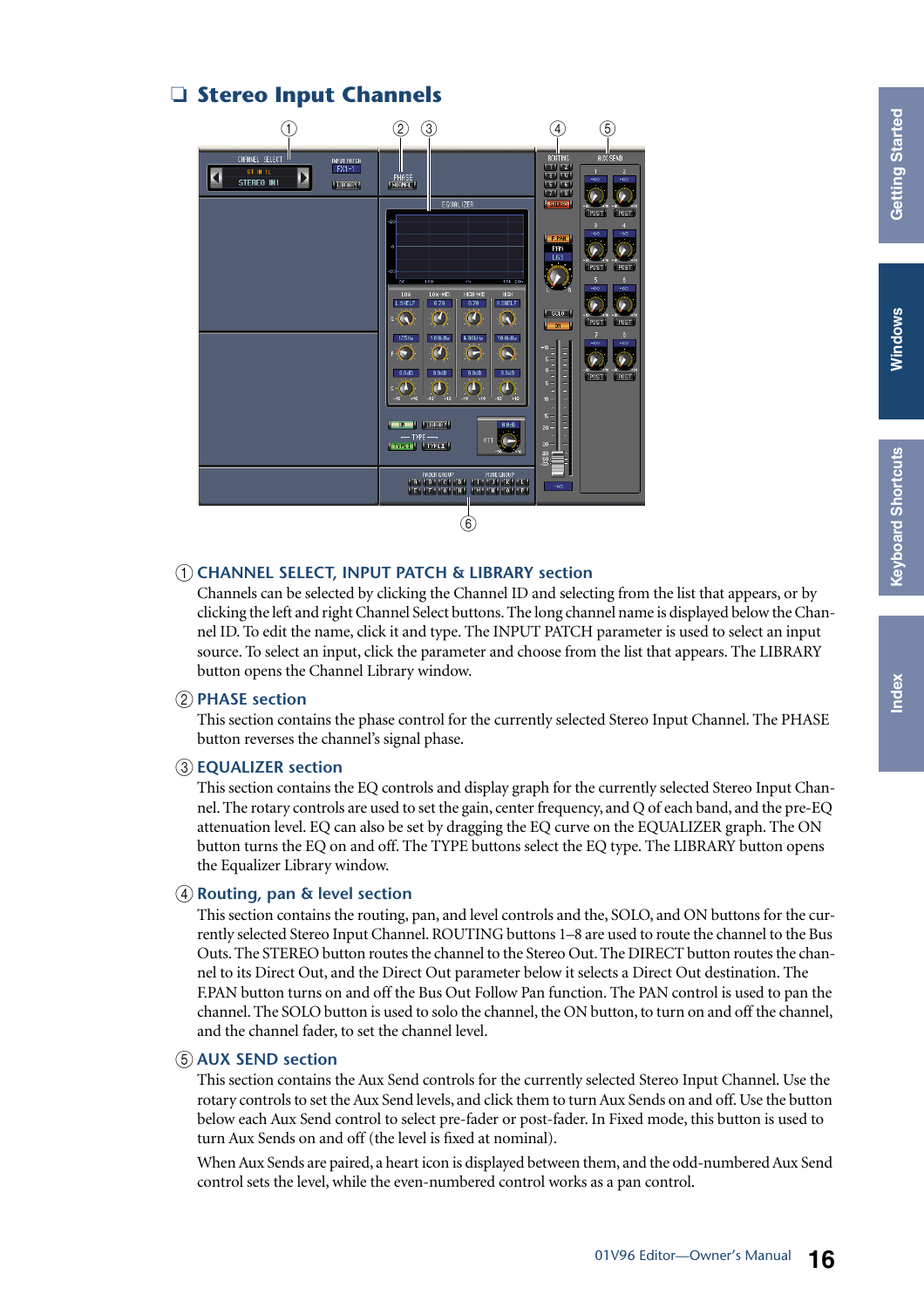## ❑ Stereo Input Channels

① **CHANNEL SELECT, INPUT PATCH & LIBRARY section**

Channels can be selected by clicking the Channel ID and selecting from the list that appears, or by clicking the left and right Channel Select buttons. The long channel name is displayed below the Channel ID. To edit the name, click it and type. The INPUT PATCH parameter is used to select an input source. To select an input, click the parameter and choose from the list that appears. The LIBRARY button opens the Channel Library window.

② **PHASE section**

This section contains the phase control for the currently selected Stereo Input Channel. The PHASE button reverses the channel's signal phase.

③ **EQUALIZER section**

This section contains the EQ controls and display graph for the currently selected Stereo Input Channel. The rotary controls are used to set the gain, center frequency, and Q of each band, and the pre-EQ attenuation level. EQ can also be set by dragging the EQ curve on the EQUALIZER graph. The ON button turns the EQ on and off. The TYPE buttons select the EQ type. The LIBRARY button opens the Equalizer Library window.

④ **Routing, pan & level section**

This section contains the routing, pan, and level controls and the, SOLO, and ON buttons for the currently selected Stereo Input Channel. ROUTING buttons 1–8 are used to route the channel to the Bus Outs. The STEREO button routes the channel to the Stereo Out. The DIRECT button routes the channel to its Direct Out, and the Direct Out parameter below it selects a Direct Out destination. The F.PAN button turns on and off the Bus Out Follow Pan function. The PAN control is used to pan the channel. The SOLO button is used to solo the channel, the ON button, to turn on and off the channel, and the channel fader, to set the channel level.

⑤ **AUX SEND section**

This section contains the Aux Send controls for the currently selected Stereo Input Channel. Use the rotary controls to set the Aux Send levels, and click them to turn Aux Sends on and off. Use the button below each Aux Send control to select pre-fader or post-fader. In Fixed mode, this button is used to turn Aux Sends on and off (the level is fixed at nominal).

When Aux Sends are paired, a heart icon is displayed between them, and the odd-numbered Aux Send control sets the level, while the even-numbered control works as a pan control.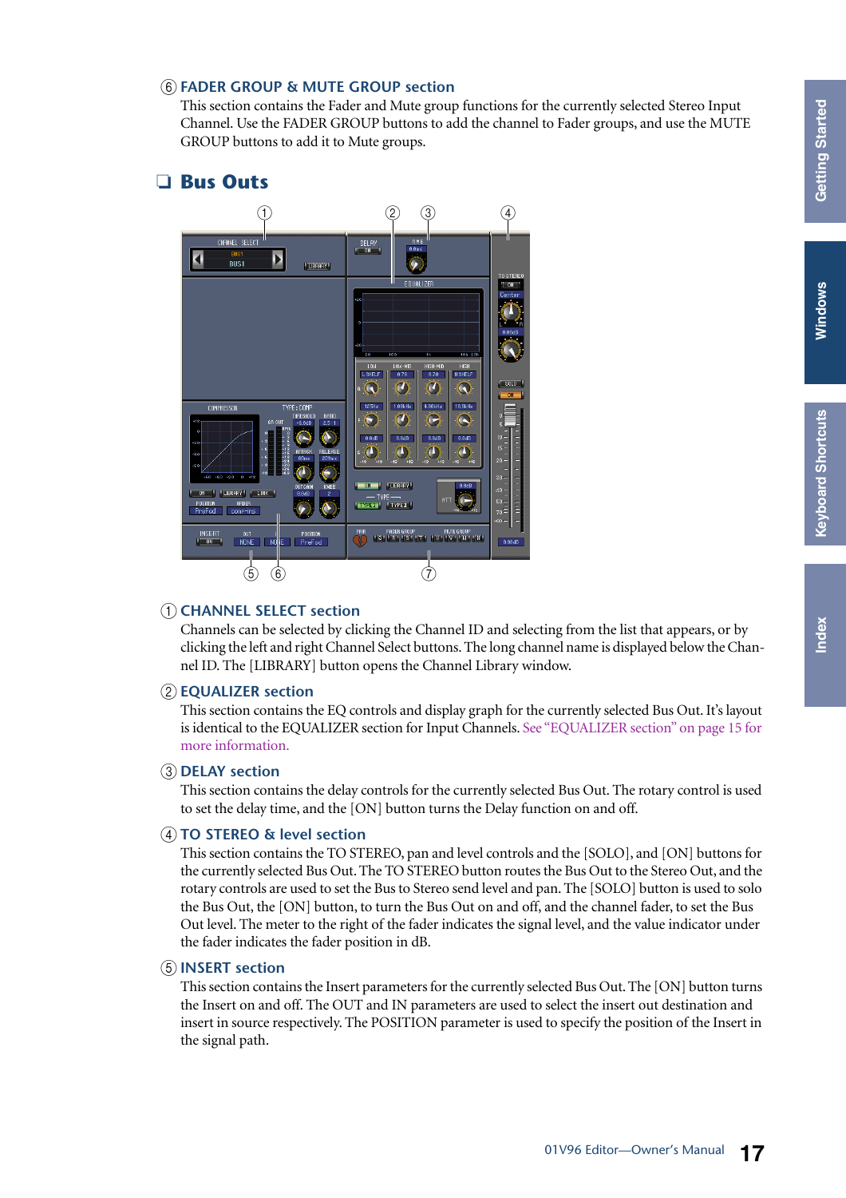### ⑥ FADER GROUP & MUTE GROUP section

This section contains the Fader and Mute group functions for the currently selected Stereo Input Channel. Use the FADER GROUP buttons to add the channel to Fader groups, and use the MUTE GROUP buttons to add it to Mute groups.

## ❏ Bus Outs

### ① CHANNEL SELECT section

Channels can be selected by clicking the Channel ID and selecting from the list that appears, or by clicking the left and right Channel Select buttons. The long channel name is displayed below the Channel ID. The [LIBRARY] button opens the Channel Library window.

### ② EQUALIZER section

This section contains the EQ controls and display graph for the currently selected Bus Out. It's layout is identical to the EQUALIZER section for Input Channels. See "EQUALIZER section" on page 15 for more information.

### ③ DELAY section

This section contains the delay controls for the currently selected Bus Out. The rotary control is used to set the delay time, and the [ON] button turns the Delay function on and off.

### ④ TO STEREO & level section

This section contains the TO STEREO, pan and level controls and the [SOLO], and [ON] buttons for the currently selected Bus Out. The TO STEREO button routes the Bus Out to the Stereo Out, and the rotary controls are used to set the Bus to Stereo send level and pan. The [SOLO] button is used to solo the Bus Out, the [ON] button, to turn the Bus Out on and off, and the channel fader, to set the Bus Out level. The meter to the right of the fader indicates the signal level, and the value indicator under the fader indicates the fader position in dB.

### ⑤ INSERT section

This section contains the Insert parameters for the currently selected Bus Out. The [ON] button turns the Insert on and off. The OUT and IN parameters are used to select the insert out destination and insert in source respectively. The POSITION parameter is used to specify the position of the Insert in the signal path.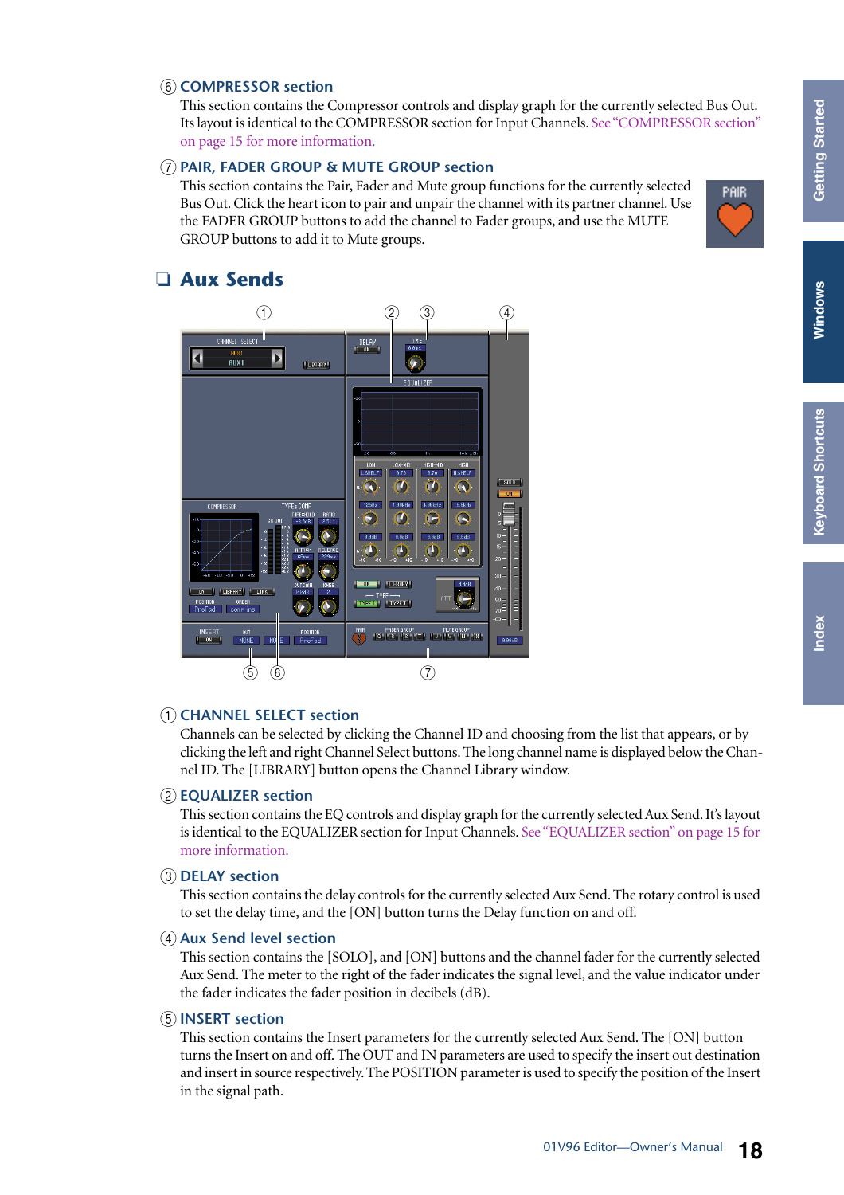### ⑥ COMPRESSOR section

This section contains the Compressor controls and display graph for the currently selected Bus Out. Its layout is identical to the COMPRESSOR section for Input Channels. See "COMPRESSOR section" on page 15 for more information.

### ⑦ PAIR, FADER GROUP & MUTE GROUP section

This section contains the Pair, Fader and Mute group functions for the currently selected Bus Out. Click the heart icon to pair and unpair the channel with its partner channel. Use the FADER GROUP buttons to add the channel to Fader groups, and use the MUTE GROUP buttons to add it to Mute groups.

## ❑ Aux Sends

### ① CHANNEL SELECT section

Channels can be selected by clicking the Channel ID and choosing from the list that appears, or by clicking the left and right Channel Select buttons. The long channel name is displayed below the Channel ID. The [LIBRARY] button opens the Channel Library window.

### ② EQUALIZER section

This section contains the EQ controls and display graph for the currently selected Aux Send. It's layout is identical to the EQUALIZER section for Input Channels. See "EQUALIZER section" on page 15 for more information.

### ③ DELAY section

This section contains the delay controls for the currently selected Aux Send. The rotary control is used to set the delay time, and the [ON] button turns the Delay function on and off.

### ④ Aux Send level section

This section contains the [SOLO], and [ON] buttons and the channel fader for the currently selected Aux Send. The meter to the right of the fader indicates the signal level, and the value indicator under the fader indicates the fader position in decibels (dB).

### ⑤ INSERT section

This section contains the Insert parameters for the currently selected Aux Send. The [ON] button turns the Insert on and off. The OUT and IN parameters are used to specify the insert out destination and insert in source respectively. The POSITION parameter is used to specify the position of the Insert in the signal path.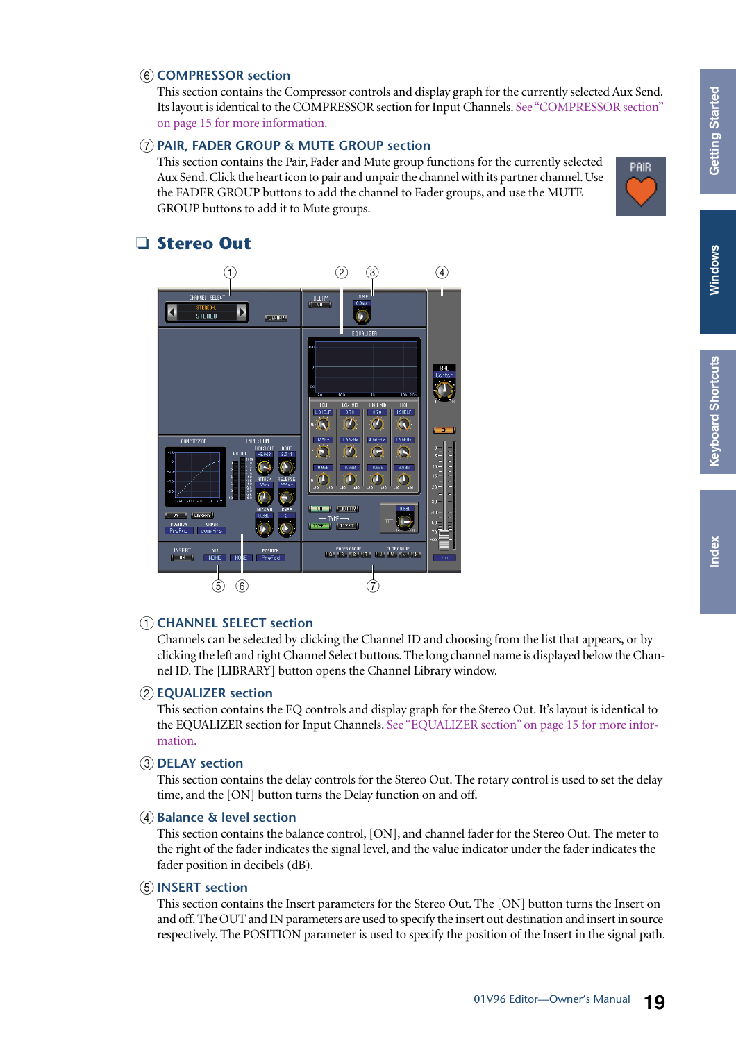### ⑥ COMPRESSOR section

This section contains the Compressor controls and display graph for the currently selected Aux Send. Its layout is identical to the COMPRESSOR section for Input Channels. See "COMPRESSOR section" on page 15 for more information.

### ⑦ PAIR, FADER GROUP & MUTE GROUP section

This section contains the Pair, Fader and Mute group functions for the currently selected Aux Send. Click the heart icon to pair and unpair the channel with its partner channel. Use the FADER GROUP buttons to add the channel to Fader groups, and use the MUTE GROUP buttons to add it to Mute groups.

## ❑ Stereo Out

### ① CHANNEL SELECT section

Channels can be selected by clicking the Channel ID and choosing from the list that appears, or by clicking the left and right Channel Select buttons. The long channel name is displayed below the Channel ID. The [LIBRARY] button opens the Channel Library window.

### ② EQUALIZER section

This section contains the EQ controls and display graph for the Stereo Out. It's layout is identical to the EQUALIZER section for Input Channels. See "EQUALIZER section" on page 15 for more information.

### ③ DELAY section

This section contains the delay controls for the Stereo Out. The rotary control is used to set the delay time, and the [ON] button turns the Delay function on and off.

### ④ Balance & level section

This section contains the balance control, [ON], and channel fader for the Stereo Out. The meter to the right of the fader indicates the signal level, and the value indicator under the fader indicates the fader position in decibels (dB).

### ⑤ INSERT section

This section contains the Insert parameters for the Stereo Out. The [ON] button turns the Insert on and off. The OUT and IN parameters are used to specify the insert out destination and insert in source respectively. The POSITION parameter is used to specify the position of the Insert in the signal path.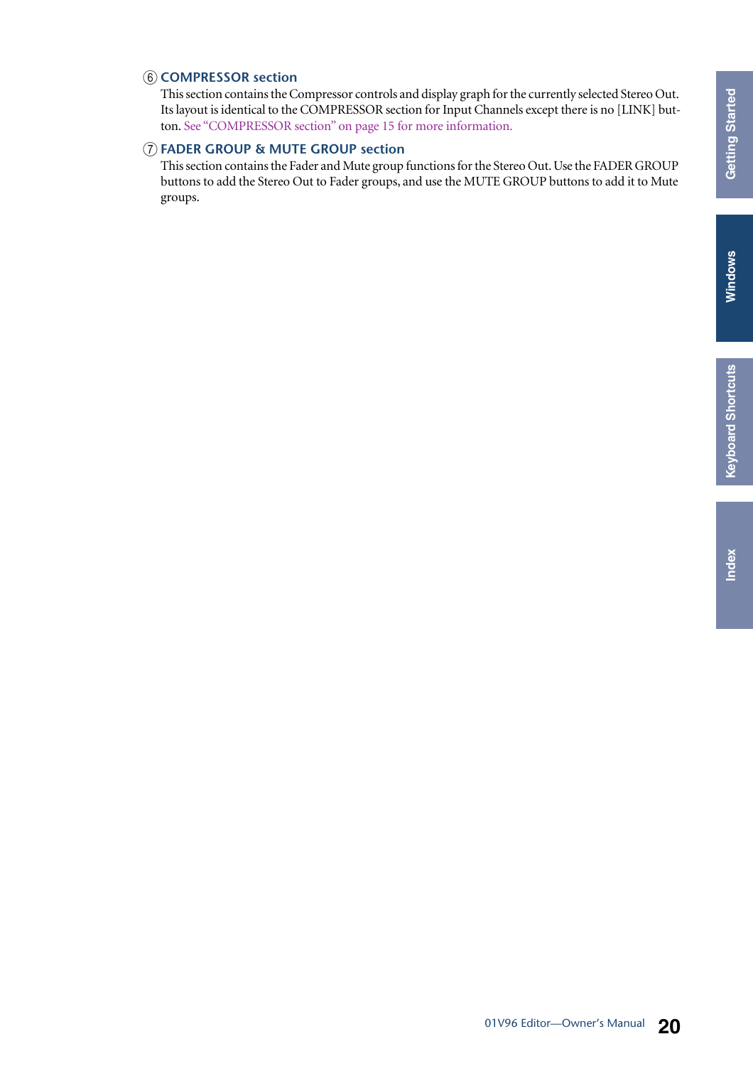### ⑥ COMPRESSOR section

This section contains the Compressor controls and display graph for the currently selected Stereo Out. Its layout is identical to the COMPRESSOR section for Input Channels except there is no [LINK] button. See "COMPRESSOR section" on page 15 for more information.

### ⑦ FADER GROUP & MUTE GROUP section

This section contains the Fader and Mute group functions for the Stereo Out. Use the FADER GROUP buttons to add the Stereo Out to Fader groups, and use the MUTE GROUP buttons to add it to Mute groups.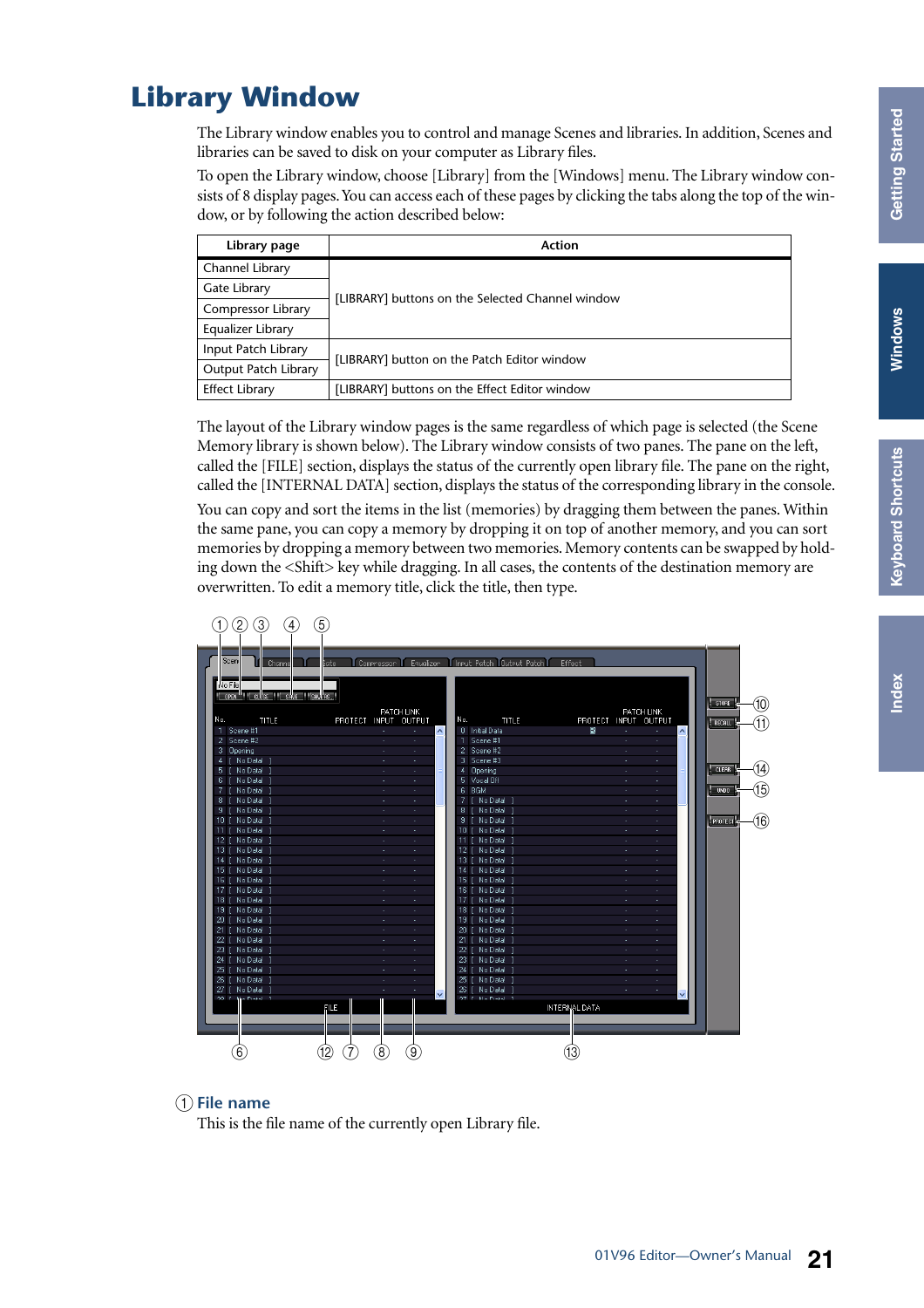# Library Window

The Library window enables you to control and manage Scenes and libraries. In addition, Scenes and libraries can be saved to disk on your computer as Library files.

To open the Library window, choose [Library] from the [Windows] menu. The Library window consists of 8 display pages. You can access each of these pages by clicking the tabs along the top of the window, or by following the action described below:

| Library page | Action |
|---|---|
| Channel Library | [LIBRARY] buttons on the Selected Channel window |
| Gate Library | |
| Compressor Library | |
| Equalizer Library | |
| Input Patch Library | [LIBRARY] button on the Patch Editor window |
| Output Patch Library | |
| Effect Library | [LIBRARY] buttons on the Effect Editor window |

The layout of the Library window pages is the same regardless of which page is selected (the Scene Memory library is shown below). The Library window consists of two panes. The pane on the left, called the [FILE] section, displays the status of the currently open library file. The pane on the right, called the [INTERNAL DATA] section, displays the status of the corresponding library in the console.

You can copy and sort the items in the list (memories) by dragging them between the panes. Within the same pane, you can copy a memory by dropping it on top of another memory, and you can sort memories by dropping a memory between two memories. Memory contents can be swapped by holding down the <Shift> key while dragging. In all cases, the contents of the destination memory are overwritten. To edit a memory title, click the title, then type.

## ① File name

This is the file name of the currently open Library file.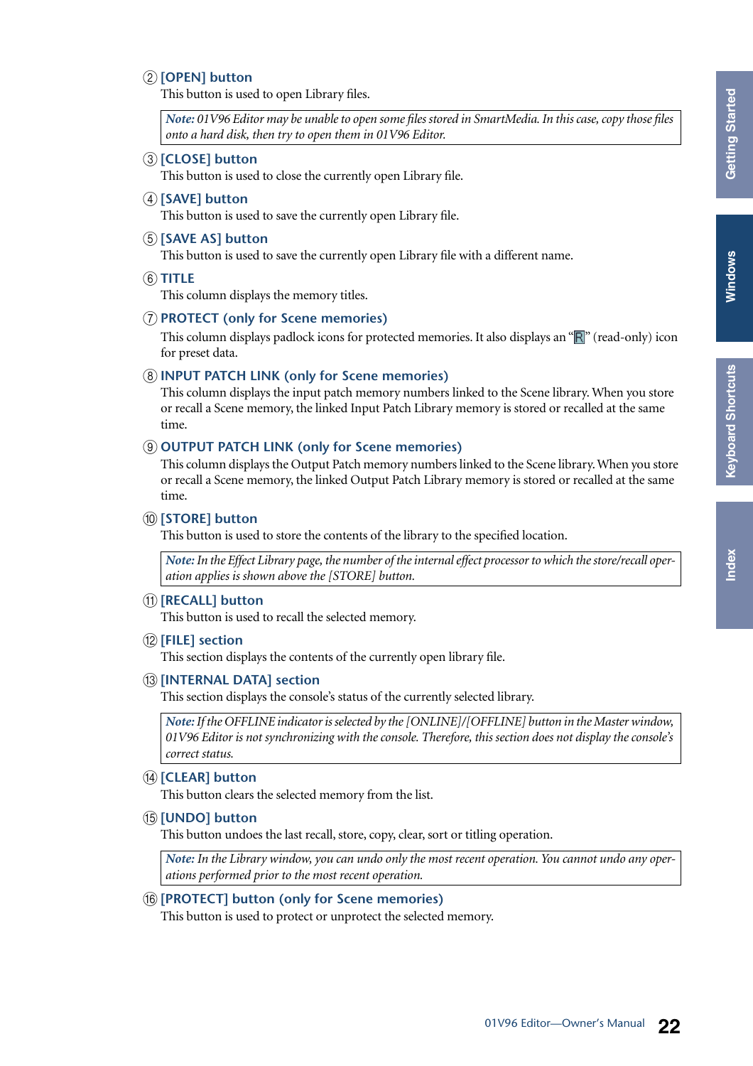② **[OPEN] button**

This button is used to open Library files.

> *Note: 01V96 Editor may be unable to open some files stored in SmartMedia. In this case, copy those files onto a hard disk, then try to open them in 01V96 Editor.*

③ **[CLOSE] button**

This button is used to close the currently open Library file.

④ **[SAVE] button**

This button is used to save the currently open Library file.

⑤ **[SAVE AS] button**

This button is used to save the currently open Library file with a different name.

⑥ **TITLE**

This column displays the memory titles.

⑦ **PROTECT (only for Scene memories)**

This column displays padlock icons for protected memories. It also displays an "R" (read-only) icon for preset data.

⑧ **INPUT PATCH LINK (only for Scene memories)**

This column displays the input patch memory numbers linked to the Scene library. When you store or recall a Scene memory, the linked Input Patch Library memory is stored or recalled at the same time.

⑨ **OUTPUT PATCH LINK (only for Scene memories)**

This column displays the Output Patch memory numbers linked to the Scene library. When you store or recall a Scene memory, the linked Output Patch Library memory is stored or recalled at the same time.

⑩ **[STORE] button**

This button is used to store the contents of the library to the specified location.

> *Note: In the Effect Library page, the number of the internal effect processor to which the store/recall operation applies is shown above the [STORE] button.*

⑪ **[RECALL] button**

This button is used to recall the selected memory.

⑫ **[FILE] section**

This section displays the contents of the currently open library file.

⑬ **[INTERNAL DATA] section**

This section displays the console's status of the currently selected library.

> *Note: If the OFFLINE indicator is selected by the [ONLINE]/[OFFLINE] button in the Master window, 01V96 Editor is not synchronizing with the console. Therefore, this section does not display the console's correct status.*

⑭ **[CLEAR] button**

This button clears the selected memory from the list.

⑮ **[UNDO] button**

This button undoes the last recall, store, copy, clear, sort or titling operation.

> *Note: In the Library window, you can undo only the most recent operation. You cannot undo any operations performed prior to the most recent operation.*

⑯ **[PROTECT] button (only for Scene memories)**

This button is used to protect or unprotect the selected memory.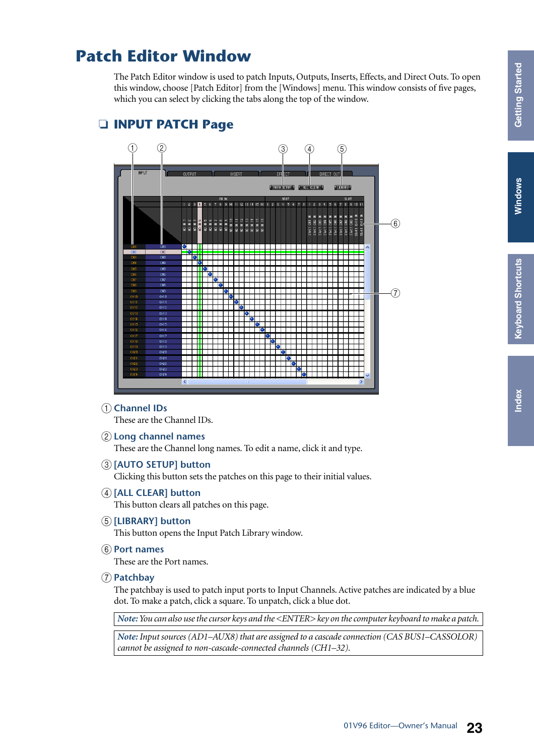# Patch Editor Window

The Patch Editor window is used to patch Inputs, Outputs, Inserts, Effects, and Direct Outs. To open this window, choose [Patch Editor] from the [Windows] menu. This window consists of five pages, which you can select by clicking the tabs along the top of the window.

## ❑ INPUT PATCH Page

① **Channel IDs**

These are the Channel IDs.

② **Long channel names**

These are the Channel long names. To edit a name, click it and type.

③ **[AUTO SETUP] button**

Clicking this button sets the patches on this page to their initial values.

④ **[ALL CLEAR] button**

This button clears all patches on this page.

⑤ **[LIBRARY] button**

This button opens the Input Patch Library window.

⑥ **Port names**

These are the Port names.

⑦ **Patchbay**

The patchbay is used to patch input ports to Input Channels. Active patches are indicated by a blue dot. To make a patch, click a square. To unpatch, click a blue dot.

> *Note: You can also use the cursor keys and the <ENTER> key on the computer keyboard to make a patch.*

> *Note: Input sources (AD1–AUX8) that are assigned to a cascade connection (CAS BUS1–CASSOLOR) cannot be assigned to non-cascade-connected channels (CH1–32).*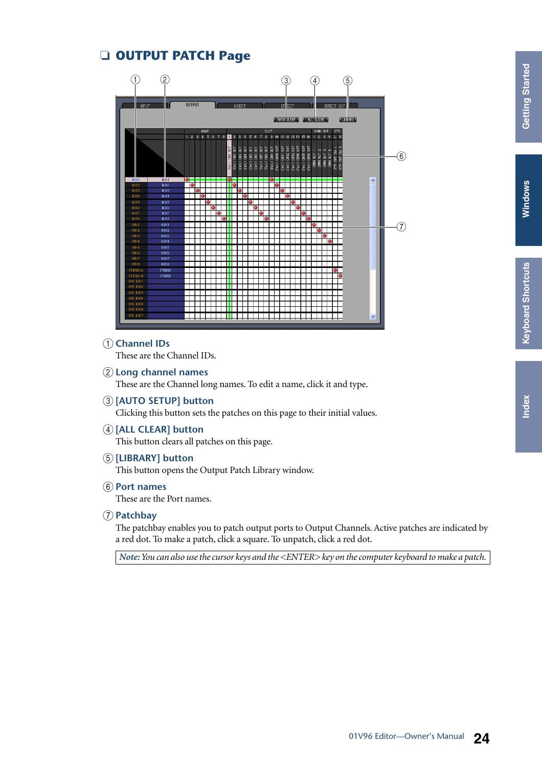## ❑ OUTPUT PATCH Page

① **Channel IDs**
These are the Channel IDs.

② **Long channel names**
These are the Channel long names. To edit a name, click it and type.

③ **[AUTO SETUP] button**
Clicking this button sets the patches on this page to their initial values.

④ **[ALL CLEAR] button**
This button clears all patches on this page.

⑤ **[LIBRARY] button**
This button opens the Output Patch Library window.

⑥ **Port names**
These are the Port names.

⑦ **Patchbay**
The patchbay enables you to patch output ports to Output Channels. Active patches are indicated by a red dot. To make a patch, click a square. To unpatch, click a red dot.

*Note: You can also use the cursor keys and the <ENTER> key on the computer keyboard to make a patch.*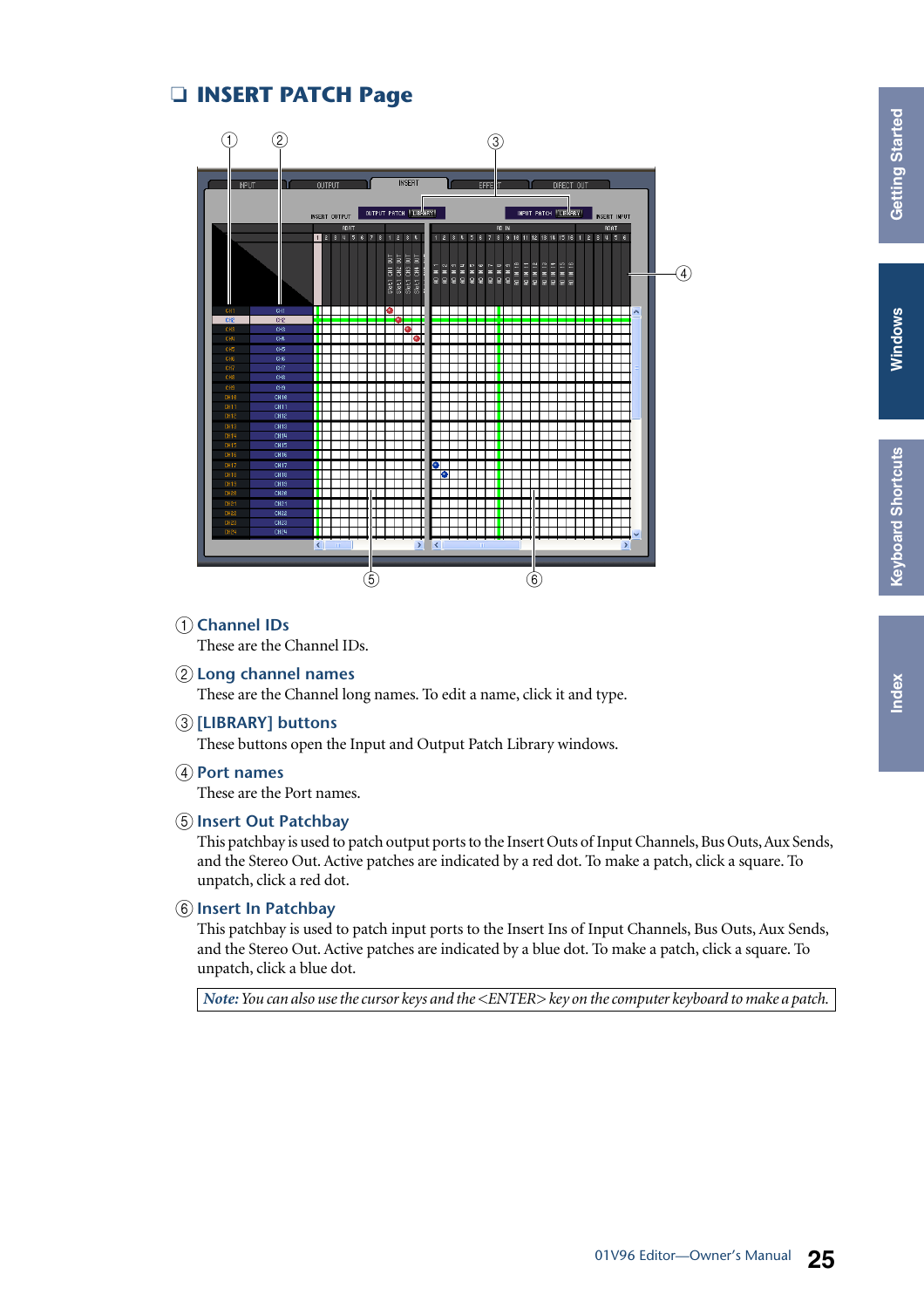## ❑ INSERT PATCH Page

① **Channel IDs**

These are the Channel IDs.

② **Long channel names**

These are the Channel long names. To edit a name, click it and type.

③ **[LIBRARY] buttons**

These buttons open the Input and Output Patch Library windows.

④ **Port names**

These are the Port names.

⑤ **Insert Out Patchbay**

This patchbay is used to patch output ports to the Insert Outs of Input Channels, Bus Outs, Aux Sends, and the Stereo Out. Active patches are indicated by a red dot. To make a patch, click a square. To unpatch, click a red dot.

⑥ **Insert In Patchbay**

This patchbay is used to patch input ports to the Insert Ins of Input Channels, Bus Outs, Aux Sends, and the Stereo Out. Active patches are indicated by a blue dot. To make a patch, click a square. To unpatch, click a blue dot.

*Note: You can also use the cursor keys and the <ENTER> key on the computer keyboard to make a patch.*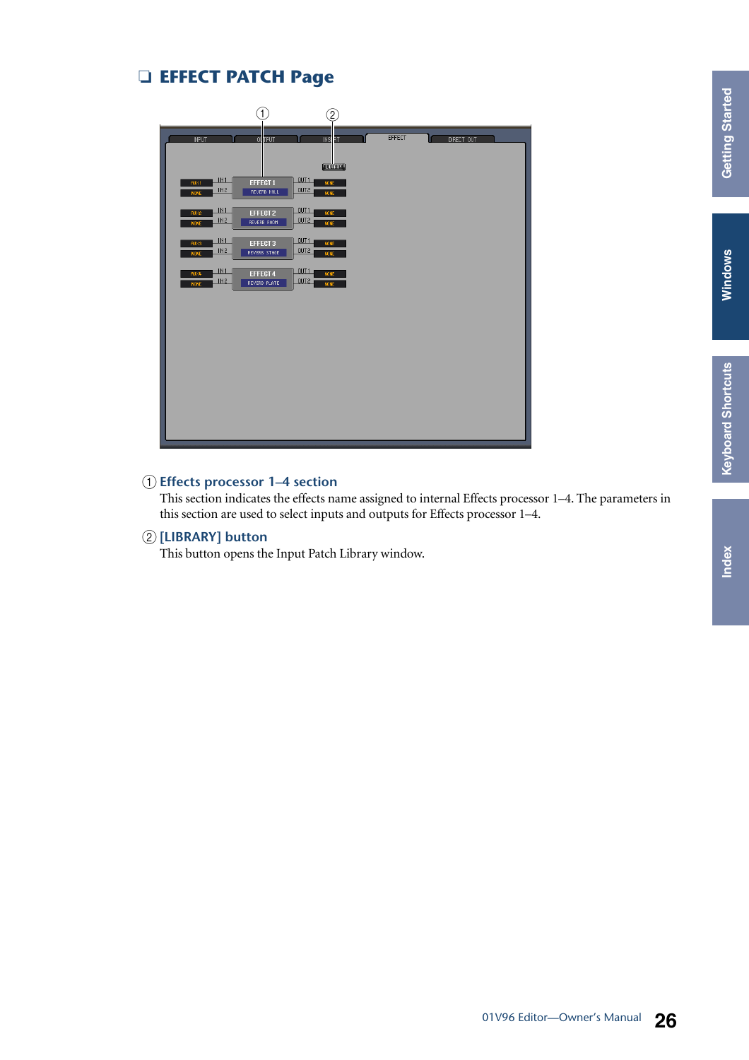## ❑ EFFECT PATCH Page

① **Effects processor 1–4 section**

This section indicates the effects name assigned to internal Effects processor 1–4. The parameters in this section are used to select inputs and outputs for Effects processor 1–4.

② **[LIBRARY] button**

This button opens the Input Patch Library window.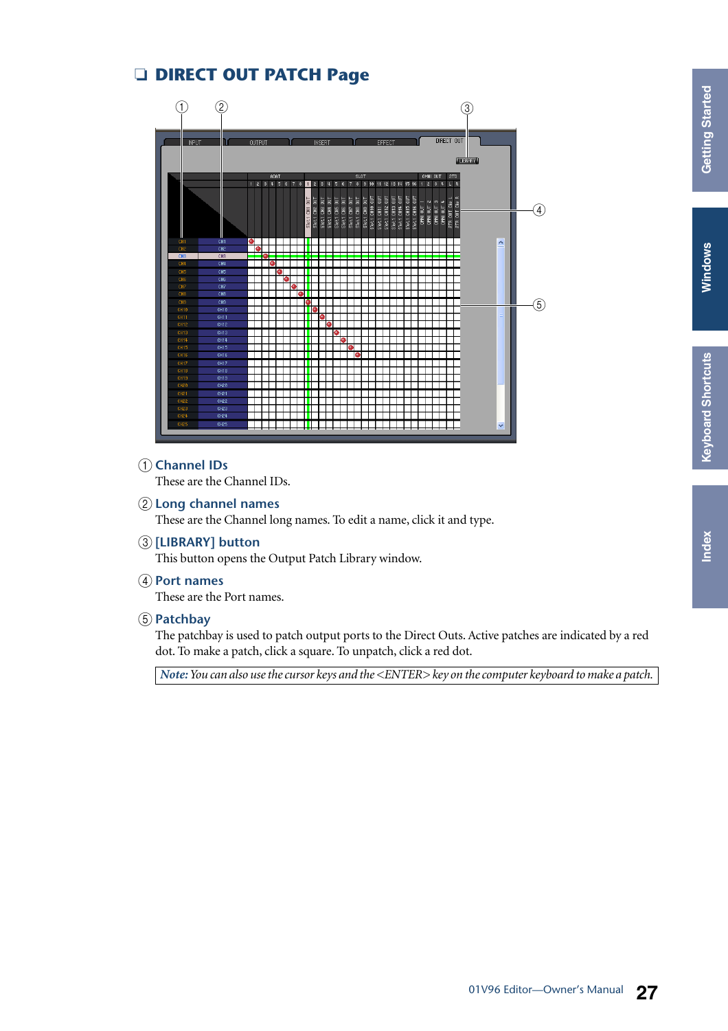## ❑ DIRECT OUT PATCH Page

① Channel IDs

These are the Channel IDs.

② Long channel names

These are the Channel long names. To edit a name, click it and type.

③ [LIBRARY] button

This button opens the Output Patch Library window.

④ Port names

These are the Port names.

⑤ Patchbay

The patchbay is used to patch output ports to the Direct Outs. Active patches are indicated by a red dot. To make a patch, click a square. To unpatch, click a red dot.

> ***Note:*** *You can also use the cursor keys and the <ENTER> key on the computer keyboard to make a patch.*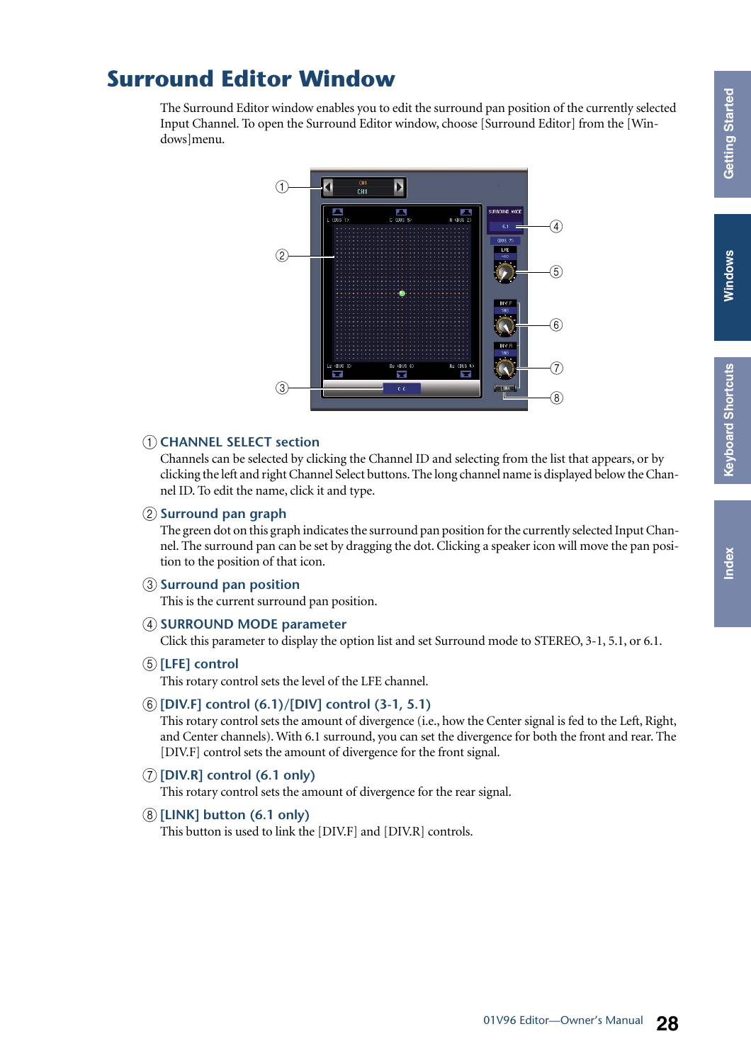# Surround Editor Window

The Surround Editor window enables you to edit the surround pan position of the currently selected Input Channel. To open the Surround Editor window, choose [Surround Editor] from the [Windows]menu.

### ① CHANNEL SELECT section

Channels can be selected by clicking the Channel ID and selecting from the list that appears, or by clicking the left and right Channel Select buttons. The long channel name is displayed below the Channel ID. To edit the name, click it and type.

### ② Surround pan graph

The green dot on this graph indicates the surround pan position for the currently selected Input Channel. The surround pan can be set by dragging the dot. Clicking a speaker icon will move the pan position to the position of that icon.

### ③ Surround pan position

This is the current surround pan position.

### ④ SURROUND MODE parameter

Click this parameter to display the option list and set Surround mode to STEREO, 3-1, 5.1, or 6.1.

### ⑤ [LFE] control

This rotary control sets the level of the LFE channel.

### ⑥ [DIV.F] control (6.1)/[DIV] control (3-1, 5.1)

This rotary control sets the amount of divergence (i.e., how the Center signal is fed to the Left, Right, and Center channels). With 6.1 surround, you can set the divergence for both the front and rear. The [DIV.F] control sets the amount of divergence for the front signal.

### ⑦ [DIV.R] control (6.1 only)

This rotary control sets the amount of divergence for the rear signal.

### ⑧ [LINK] button (6.1 only)

This button is used to link the [DIV.F] and [DIV.R] controls.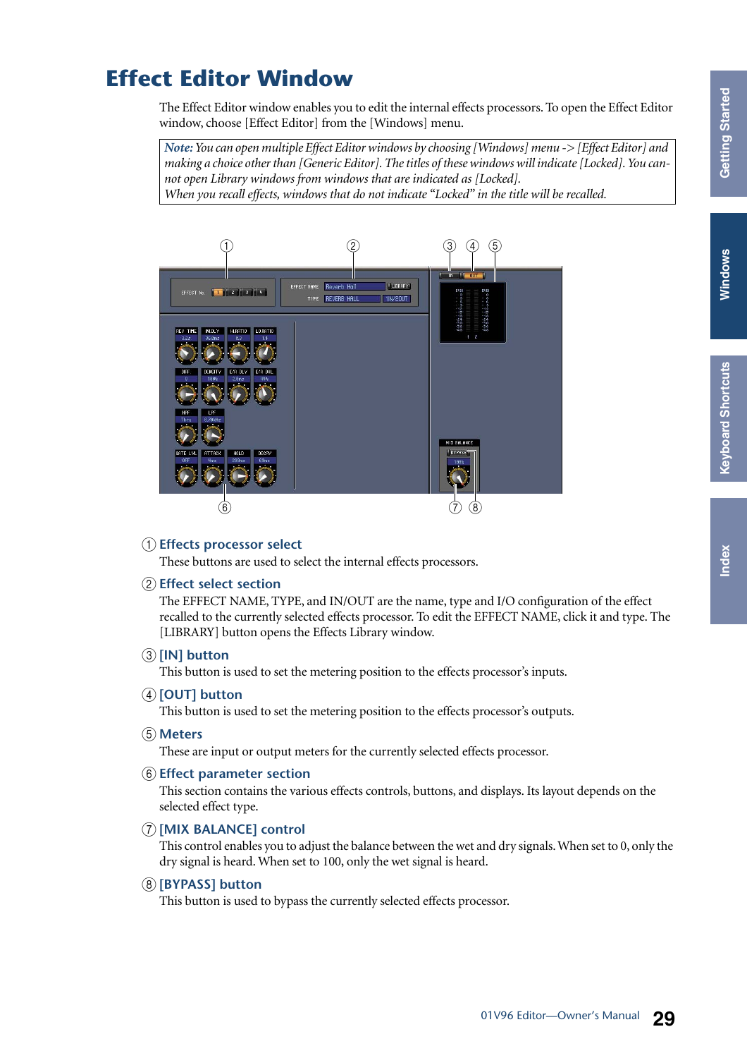# Effect Editor Window

The Effect Editor window enables you to edit the internal effects processors. To open the Effect Editor window, choose [Effect Editor] from the [Windows] menu.

> ***Note:*** *You can open multiple Effect Editor windows by choosing [Windows] menu -> [Effect Editor] and making a choice other than [Generic Editor]. The titles of these windows will indicate [Locked]. You cannot open Library windows from windows that are indicated as [Locked].*
> *When you recall effects, windows that do not indicate "Locked" in the title will be recalled.*

### ① Effects processor select

These buttons are used to select the internal effects processors.

### ② Effect select section

The EFFECT NAME, TYPE, and IN/OUT are the name, type and I/O configuration of the effect recalled to the currently selected effects processor. To edit the EFFECT NAME, click it and type. The [LIBRARY] button opens the Effects Library window.

### ③ [IN] button

This button is used to set the metering position to the effects processor's inputs.

### ④ [OUT] button

This button is used to set the metering position to the effects processor's outputs.

### ⑤ Meters

These are input or output meters for the currently selected effects processor.

### ⑥ Effect parameter section

This section contains the various effects controls, buttons, and displays. Its layout depends on the selected effect type.

### ⑦ [MIX BALANCE] control

This control enables you to adjust the balance between the wet and dry signals. When set to 0, only the dry signal is heard. When set to 100, only the wet signal is heard.

### ⑧ [BYPASS] button

This button is used to bypass the currently selected effects processor.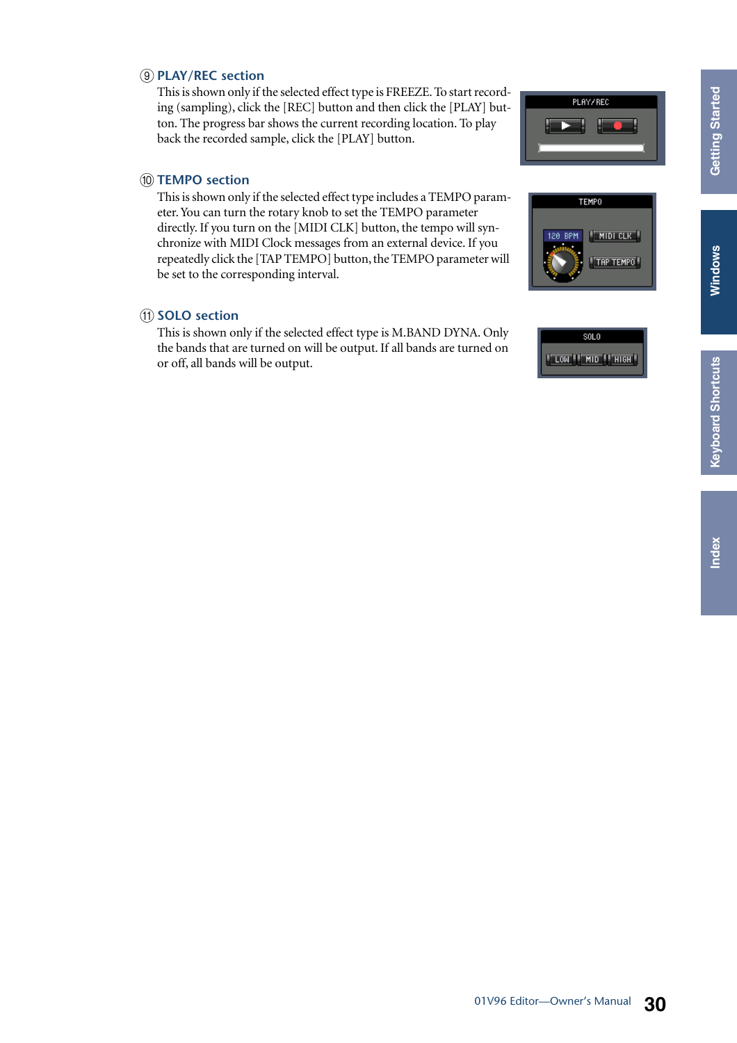### ⑨ PLAY/REC section

This is shown only if the selected effect type is FREEZE. To start recording (sampling), click the [REC] button and then click the [PLAY] button. The progress bar shows the current recording location. To play back the recorded sample, click the [PLAY] button.

### ⑩ TEMPO section

This is shown only if the selected effect type includes a TEMPO parameter. You can turn the rotary knob to set the TEMPO parameter directly. If you turn on the [MIDI CLK] button, the tempo will synchronize with MIDI Clock messages from an external device. If you repeatedly click the [TAP TEMPO] button, the TEMPO parameter will be set to the corresponding interval.

### ⑪ SOLO section

This is shown only if the selected effect type is M.BAND DYNA. Only the bands that are turned on will be output. If all bands are turned on or off, all bands will be output.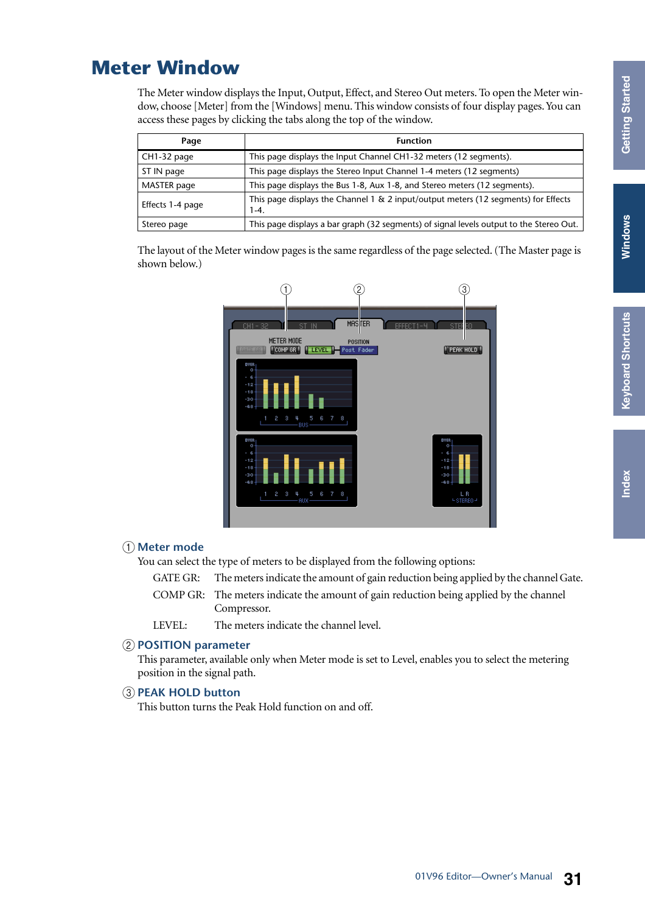# Meter Window

The Meter window displays the Input, Output, Effect, and Stereo Out meters. To open the Meter window, choose [Meter] from the [Windows] menu. This window consists of four display pages. You can access these pages by clicking the tabs along the top of the window.

| Page | Function |
|---|---|
| CH1-32 page | This page displays the Input Channel CH1-32 meters (12 segments). |
| ST IN page | This page displays the Stereo Input Channel 1-4 meters (12 segments) |
| MASTER page | This page displays the Bus 1-8, Aux 1-8, and Stereo meters (12 segments). |
| Effects 1-4 page | This page displays the Channel 1 & 2 input/output meters (12 segments) for Effects 1-4. |
| Stereo page | This page displays a bar graph (32 segments) of signal levels output to the Stereo Out. |

The layout of the Meter window pages is the same regardless of the page selected. (The Master page is shown below.)

### ① Meter mode

You can select the type of meters to be displayed from the following options:

GATE GR: The meters indicate the amount of gain reduction being applied by the channel Gate.

COMP GR: The meters indicate the amount of gain reduction being applied by the channel Compressor.

LEVEL: The meters indicate the channel level.

### ② POSITION parameter

This parameter, available only when Meter mode is set to Level, enables you to select the metering position in the signal path.

### ③ PEAK HOLD button

This button turns the Peak Hold function on and off.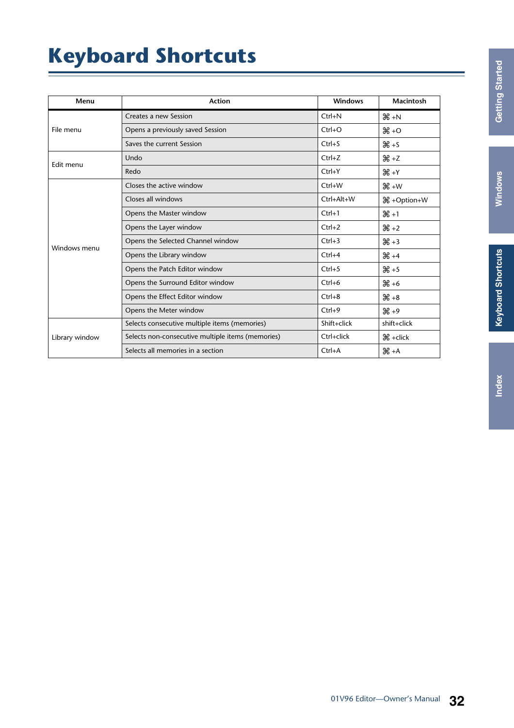# Keyboard Shortcuts

| Menu | Action | Windows | Macintosh |
|---|---|---|---|
| File menu | Creates a new Session | Ctrl+N | ⌘+N |
| | Opens a previously saved Session | Ctrl+O | ⌘+O |
| | Saves the current Session | Ctrl+S | ⌘+S |
| Edit menu | Undo | Ctrl+Z | ⌘+Z |
| | Redo | Ctrl+Y | ⌘+Y |
| Windows menu | Closes the active window | Ctrl+W | ⌘+W |
| | Closes all windows | Ctrl+Alt+W | ⌘+Option+W |
| | Opens the Master window | Ctrl+1 | ⌘+1 |
| | Opens the Layer window | Ctrl+2 | ⌘+2 |
| | Opens the Selected Channel window | Ctrl+3 | ⌘+3 |
| | Opens the Library window | Ctrl+4 | ⌘+4 |
| | Opens the Patch Editor window | Ctrl+5 | ⌘+5 |
| | Opens the Surround Editor window | Ctrl+6 | ⌘+6 |
| | Opens the Effect Editor window | Ctrl+8 | ⌘+8 |
| | Opens the Meter window | Ctrl+9 | ⌘+9 |
| Library window | Selects consecutive multiple items (memories) | Shift+click | shift+click |
| | Selects non-consecutive multiple items (memories) | Ctrl+click | ⌘+click |
| | Selects all memories in a section | Ctrl+A | ⌘+A |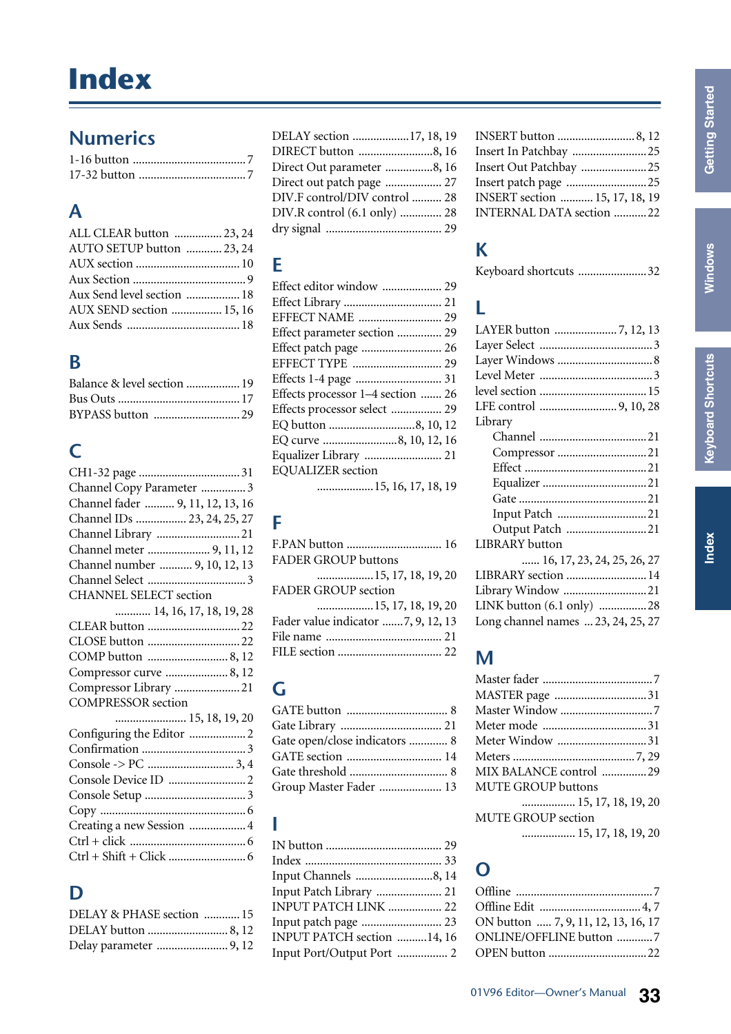# Index

## Numerics

1-16 button .......................................7
17-32 button .....................................7

## A

ALL CLEAR button ................ 23, 24
AUTO SETUP button ............ 23, 24
AUX section ................................... 10
Aux Section ...................................... 9
Aux Send level section .................. 18
AUX SEND section ................. 15, 16
Aux Sends ...................................... 18

## B

Balance & level section .................. 19
Bus Outs ......................................... 17
BYPASS button ............................. 29

## C

CH1-32 page ................................. 31
Channel Copy Parameter ............... 3
Channel fader .......... 9, 11, 12, 13, 16
Channel IDs ................. 23, 24, 25, 27
Channel Library ............................ 21
Channel meter ..................... 9, 11, 12
Channel number ........... 9, 10, 12, 13
Channel Select ................................. 3
CHANNEL SELECT section
............ 14, 16, 17, 18, 19, 28
CLEAR button ............................... 22
CLOSE button ............................... 22
COMP button ........................... 8, 12
Compressor curve ..................... 8, 12
Compressor Library ...................... 21
COMPRESSOR section
........................ 15, 18, 19, 20
Configuring the Editor ................... 2
Confirmation ................................... 3
Console -> PC ............................. 3, 4
Console Device ID .......................... 2
Console Setup .................................. 3
Copy ................................................. 6
Creating a new Session .................. 4
Ctrl + click ....................................... 6
Ctrl + Shift + Click .......................... 6

## D

DELAY & PHASE section ............ 15
DELAY button ........................... 8, 12
Delay parameter ........................ 9, 12
DELAY section ................... 17, 18, 19
DIRECT button .......................... 8, 16
Direct Out parameter ................ 8, 16
Direct out patch page .................. 27
DIV.F control/DIV control .......... 28
DIV.R control (6.1 only) .............. 28
dry signal ....................................... 29

## E

Effect editor window .................... 29
Effect Library ................................ 21
EFFECT NAME ............................ 29
Effect parameter section ............... 29
Effect patch page .......................... 26
EFFECT TYPE .............................. 29
Effects 1-4 page ............................ 31
Effects processor 1–4 section ....... 26
Effects processor select ................. 29
EQ button ............................ 8, 10, 12
EQ curve ..................... 8, 10, 12, 16
Equalizer Library .......................... 21
EQUALIZER section
................... 15, 16, 17, 18, 19

## F

F.PAN button ................................ 16
FADER GROUP buttons
................... 15, 17, 18, 19, 20
FADER GROUP section
................... 15, 17, 18, 19, 20
Fader value indicator ....... 7, 9, 12, 13
File name ....................................... 21
FILE section .................................. 22

## G

GATE button .................................. 8
Gate Library .................................. 21
Gate open/close indicators ............ 8
GATE section ................................ 14
Gate threshold ................................ 8
Group Master Fader ..................... 13

## I

IN button ....................................... 29
Index ............................................. 33
Input Channels ......................... 8, 14
Input Patch Library ...................... 21
INPUT PATCH LINK .................. 22
Input patch page .......................... 23
INPUT PATCH section .......... 14, 16
Input Port/Output Port ................. 2
INSERT button .......................... 8, 12
Insert In Patchbay ........................ 25
Insert Out Patchbay ..................... 25
Insert patch page .......................... 25
INSERT section ........... 15, 17, 18, 19
INTERNAL DATA section .......... 22

## K

Keyboard shortcuts ....................... 32

## L

LAYER button ..................... 7, 12, 13
Layer Select ..................................... 3
Layer Windows ............................... 8
Level Meter ...................................... 3
level section ................................... 15
LFE control ......................... 9, 10, 28
Library
- Channel .................................... 21
- Compressor ............................. 21
- Effect ........................................ 21
- Equalizer .................................. 21
- Gate .......................................... 21
- Input Patch .............................. 21
- Output Patch ........................... 21

LIBRARY button
...... 16, 17, 23, 24, 25, 26, 27
LIBRARY section .......................... 14
Library Window ............................ 21
LINK button (6.1 only) ................ 28
Long channel names ... 23, 24, 25, 27

## M

Master fader .................................... 7
MASTER page .............................. 31
Master Window .............................. 7
Meter mode ................................... 31
Meter Window .............................. 31
Meters ......................................... 7, 29
MIX BALANCE control .............. 29
MUTE GROUP buttons
................. 15, 17, 18, 19, 20
MUTE GROUP section
................. 15, 17, 18, 19, 20

## O

Offline .............................................. 7
Offline Edit .................................. 4, 7
ON button ..... 7, 9, 11, 12, 13, 16, 17
ONLINE/OFFLINE button ............ 7
OPEN button ................................. 22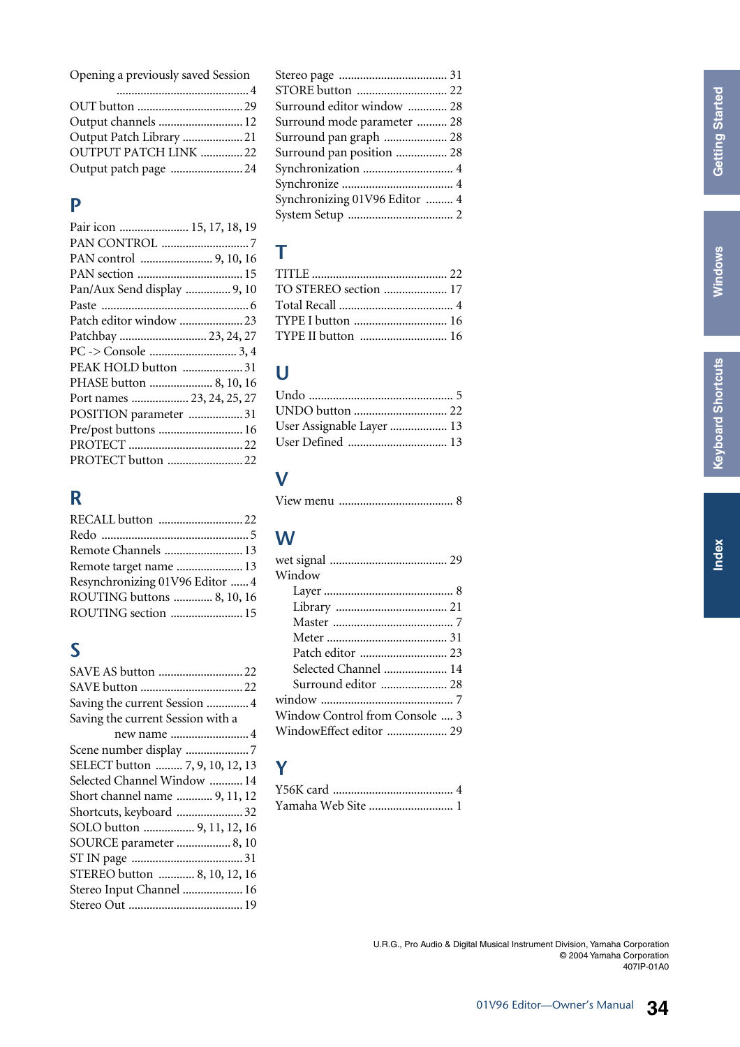Opening a previously saved Session ........ 4
OUT button ........ 29
Output channels ........ 12
Output Patch Library ........ 21
OUTPUT PATCH LINK ........ 22
Output patch page ........ 24

## P

Pair icon ........ 15, 17, 18, 19
PAN CONTROL ........ 7
PAN control ........ 9, 10, 16
PAN section ........ 15
Pan/Aux Send display ........ 9, 10
Paste ........ 6
Patch editor window ........ 23
Patchbay ........ 23, 24, 27
PC -> Console ........ 3, 4
PEAK HOLD button ........ 31
PHASE button ........ 8, 10, 16
Port names ........ 23, 24, 25, 27
POSITION parameter ........ 31
Pre/post buttons ........ 16
PROTECT ........ 22
PROTECT button ........ 22

## R

RECALL button ........ 22
Redo ........ 5
Remote Channels ........ 13
Remote target name ........ 13
Resynchronizing 01V96 Editor ........ 4
ROUTING buttons ........ 8, 10, 16
ROUTING section ........ 15

## S

SAVE AS button ........ 22
SAVE button ........ 22
Saving the current Session ........ 4
Saving the current Session with a new name ........ 4
Scene number display ........ 7
SELECT button ........ 7, 9, 10, 12, 13
Selected Channel Window ........ 14
Short channel name ........ 9, 11, 12
Shortcuts, keyboard ........ 32
SOLO button ........ 9, 11, 12, 16
SOURCE parameter ........ 8, 10
ST IN page ........ 31
STEREO button ........ 8, 10, 12, 16
Stereo Input Channel ........ 16
Stereo Out ........ 19
Stereo page ........ 31
STORE button ........ 22
Surround editor window ........ 28
Surround mode parameter ........ 28
Surround pan graph ........ 28
Surround pan position ........ 28
Synchronization ........ 4
Synchronize ........ 4
Synchronizing 01V96 Editor ........ 4
System Setup ........ 2

## T

TITLE ........ 22
TO STEREO section ........ 17
Total Recall ........ 4
TYPE I button ........ 16
TYPE II button ........ 16

## U

Undo ........ 5
UNDO button ........ 22
User Assignable Layer ........ 13
User Defined ........ 13

## V

View menu ........ 8

## W

wet signal ........ 29
Window
- Layer ........ 8
- Library ........ 21
- Master ........ 7
- Meter ........ 31
- Patch editor ........ 23
- Selected Channel ........ 14
- Surround editor ........ 28

window ........ 7
Window Control from Console ........ 3
WindowEffect editor ........ 29

## Y

Y56K card ........ 4
Yamaha Web Site ........ 1

U.R.G., Pro Audio & Digital Musical Instrument Division, Yamaha Corporation
© 2004 Yamaha Corporation
407IP-01A0